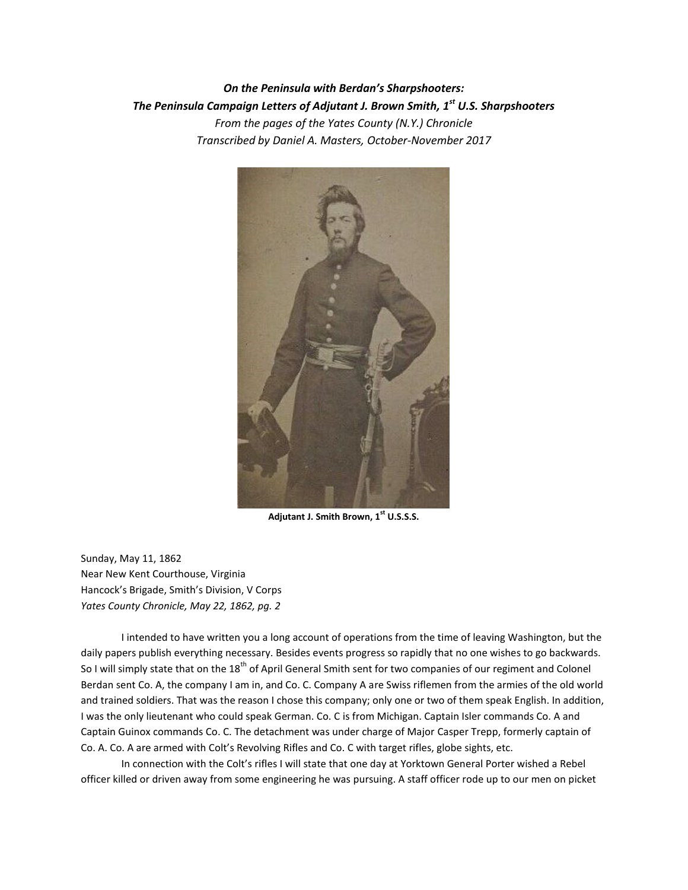***On the Peninsula with Berdan's Sharpshooters:***
***The Peninsula Campaign Letters of Adjutant J. Brown Smith, 1st U.S. Sharpshooters***
*From the pages of the Yates County (N.Y.) Chronicle*
*Transcribed by Daniel A. Masters, October-November 2017*

**Adjutant J. Smith Brown, 1st U.S.S.S.**

Sunday, May 11, 1862
Near New Kent Courthouse, Virginia
Hancock's Brigade, Smith's Division, V Corps
*Yates County Chronicle, May 22, 1862, pg. 2*

I intended to have written you a long account of operations from the time of leaving Washington, but the daily papers publish everything necessary. Besides events progress so rapidly that no one wishes to go backwards. So I will simply state that on the 18th of April General Smith sent for two companies of our regiment and Colonel Berdan sent Co. A, the company I am in, and Co. C. Company A are Swiss riflemen from the armies of the old world and trained soldiers. That was the reason I chose this company; only one or two of them speak English. In addition, I was the only lieutenant who could speak German. Co. C is from Michigan. Captain Isler commands Co. A and Captain Guinox commands Co. C. The detachment was under charge of Major Casper Trepp, formerly captain of Co. A. Co. A are armed with Colt's Revolving Rifles and Co. C with target rifles, globe sights, etc.

In connection with the Colt's rifles I will state that one day at Yorktown General Porter wished a Rebel officer killed or driven away from some engineering he was pursuing. A staff officer rode up to our men on picket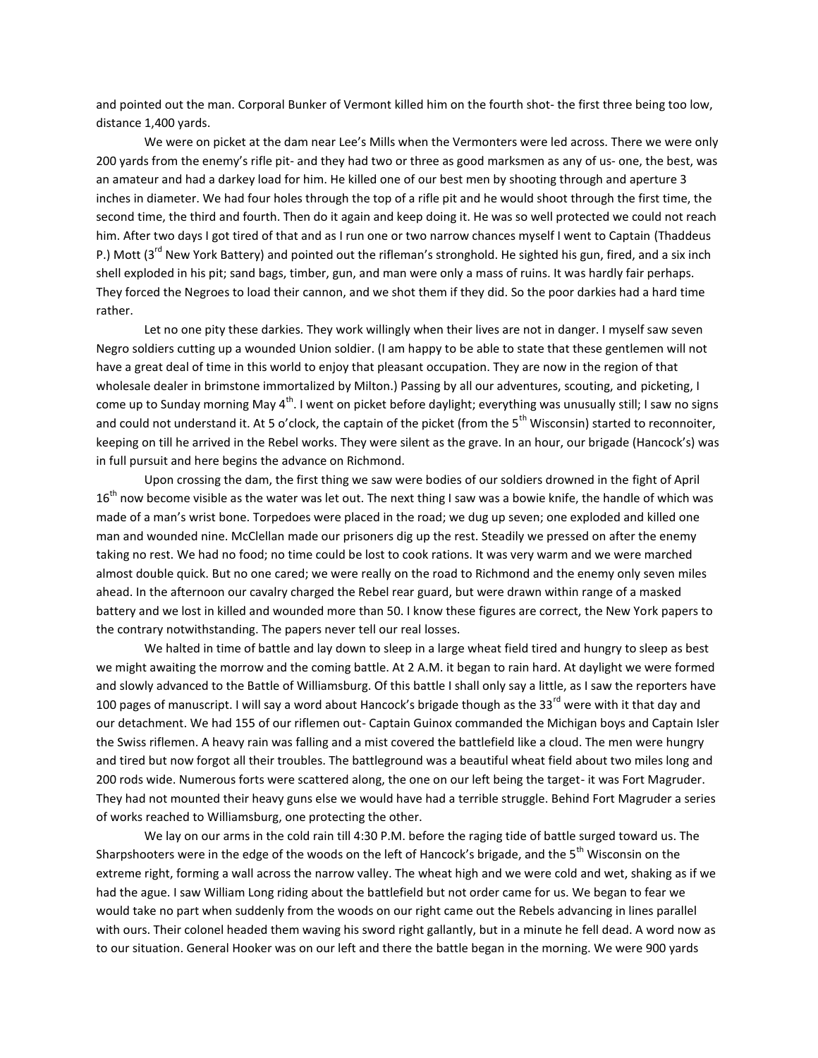and pointed out the man. Corporal Bunker of Vermont killed him on the fourth shot- the first three being too low, distance 1,400 yards.

We were on picket at the dam near Lee's Mills when the Vermonters were led across. There we were only 200 yards from the enemy's rifle pit- and they had two or three as good marksmen as any of us- one, the best, was an amateur and had a darkey load for him. He killed one of our best men by shooting through and aperture 3 inches in diameter. We had four holes through the top of a rifle pit and he would shoot through the first time, the second time, the third and fourth. Then do it again and keep doing it. He was so well protected we could not reach him. After two days I got tired of that and as I run one or two narrow chances myself I went to Captain (Thaddeus P.) Mott (3rd New York Battery) and pointed out the rifleman's stronghold. He sighted his gun, fired, and a six inch shell exploded in his pit; sand bags, timber, gun, and man were only a mass of ruins. It was hardly fair perhaps. They forced the Negroes to load their cannon, and we shot them if they did. So the poor darkies had a hard time rather.

Let no one pity these darkies. They work willingly when their lives are not in danger. I myself saw seven Negro soldiers cutting up a wounded Union soldier. (I am happy to be able to state that these gentlemen will not have a great deal of time in this world to enjoy that pleasant occupation. They are now in the region of that wholesale dealer in brimstone immortalized by Milton.) Passing by all our adventures, scouting, and picketing, I come up to Sunday morning May 4th. I went on picket before daylight; everything was unusually still; I saw no signs and could not understand it. At 5 o'clock, the captain of the picket (from the 5th Wisconsin) started to reconnoiter, keeping on till he arrived in the Rebel works. They were silent as the grave. In an hour, our brigade (Hancock's) was in full pursuit and here begins the advance on Richmond.

Upon crossing the dam, the first thing we saw were bodies of our soldiers drowned in the fight of April 16th now become visible as the water was let out. The next thing I saw was a bowie knife, the handle of which was made of a man's wrist bone. Torpedoes were placed in the road; we dug up seven; one exploded and killed one man and wounded nine. McClellan made our prisoners dig up the rest. Steadily we pressed on after the enemy taking no rest. We had no food; no time could be lost to cook rations. It was very warm and we were marched almost double quick. But no one cared; we were really on the road to Richmond and the enemy only seven miles ahead. In the afternoon our cavalry charged the Rebel rear guard, but were drawn within range of a masked battery and we lost in killed and wounded more than 50. I know these figures are correct, the New York papers to the contrary notwithstanding. The papers never tell our real losses.

We halted in time of battle and lay down to sleep in a large wheat field tired and hungry to sleep as best we might awaiting the morrow and the coming battle. At 2 A.M. it began to rain hard. At daylight we were formed and slowly advanced to the Battle of Williamsburg. Of this battle I shall only say a little, as I saw the reporters have 100 pages of manuscript. I will say a word about Hancock's brigade though as the 33rd were with it that day and our detachment. We had 155 of our riflemen out- Captain Guinox commanded the Michigan boys and Captain Isler the Swiss riflemen. A heavy rain was falling and a mist covered the battlefield like a cloud. The men were hungry and tired but now forgot all their troubles. The battleground was a beautiful wheat field about two miles long and 200 rods wide. Numerous forts were scattered along, the one on our left being the target- it was Fort Magruder. They had not mounted their heavy guns else we would have had a terrible struggle. Behind Fort Magruder a series of works reached to Williamsburg, one protecting the other.

We lay on our arms in the cold rain till 4:30 P.M. before the raging tide of battle surged toward us. The Sharpshooters were in the edge of the woods on the left of Hancock's brigade, and the 5th Wisconsin on the extreme right, forming a wall across the narrow valley. The wheat high and we were cold and wet, shaking as if we had the ague. I saw William Long riding about the battlefield but not order came for us. We began to fear we would take no part when suddenly from the woods on our right came out the Rebels advancing in lines parallel with ours. Their colonel headed them waving his sword right gallantly, but in a minute he fell dead. A word now as to our situation. General Hooker was on our left and there the battle began in the morning. We were 900 yards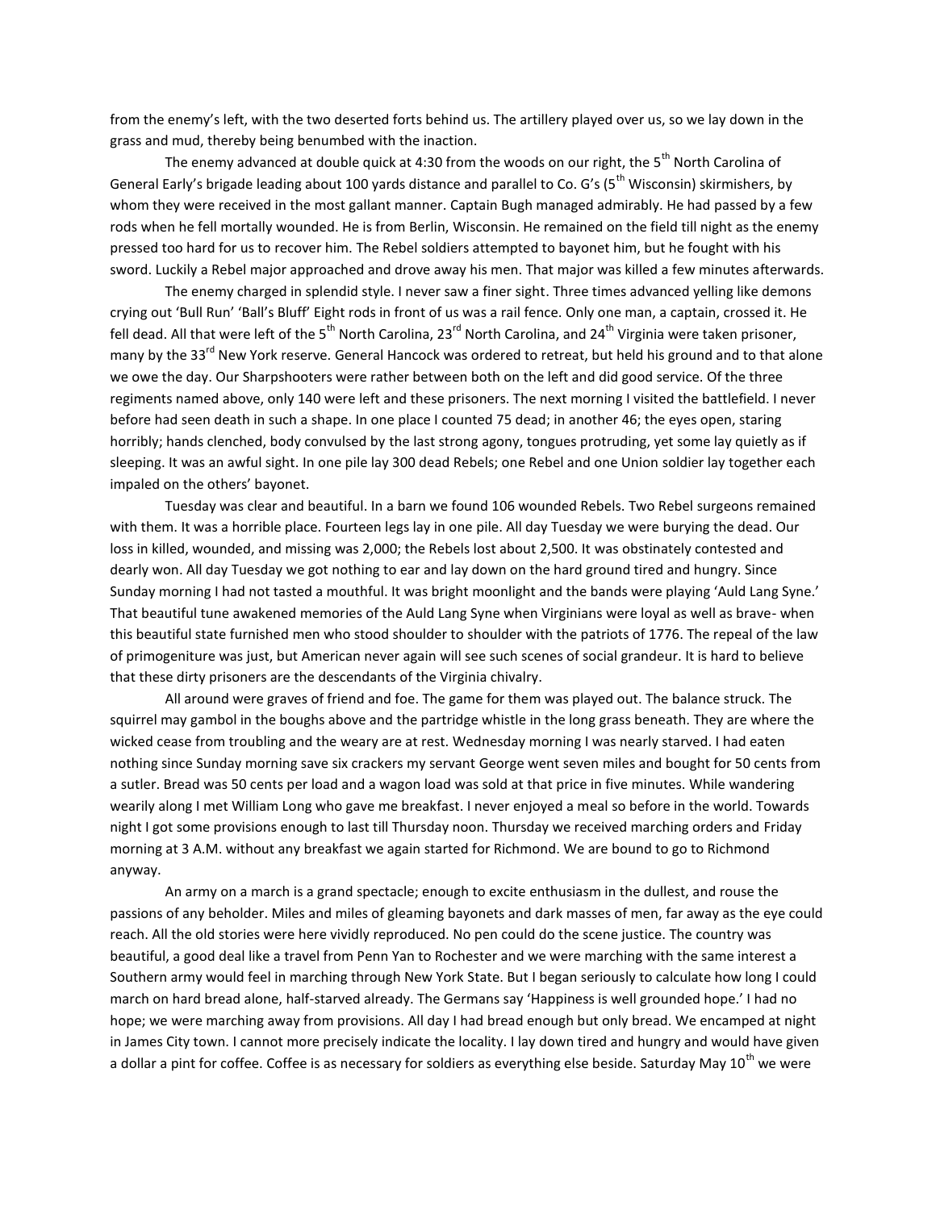from the enemy's left, with the two deserted forts behind us. The artillery played over us, so we lay down in the grass and mud, thereby being benumbed with the inaction.

The enemy advanced at double quick at 4:30 from the woods on our right, the 5th North Carolina of General Early's brigade leading about 100 yards distance and parallel to Co. G's (5th Wisconsin) skirmishers, by whom they were received in the most gallant manner. Captain Bugh managed admirably. He had passed by a few rods when he fell mortally wounded. He is from Berlin, Wisconsin. He remained on the field till night as the enemy pressed too hard for us to recover him. The Rebel soldiers attempted to bayonet him, but he fought with his sword. Luckily a Rebel major approached and drove away his men. That major was killed a few minutes afterwards.

The enemy charged in splendid style. I never saw a finer sight. Three times advanced yelling like demons crying out 'Bull Run' 'Ball's Bluff' Eight rods in front of us was a rail fence. Only one man, a captain, crossed it. He fell dead. All that were left of the 5th North Carolina, 23rd North Carolina, and 24th Virginia were taken prisoner, many by the 33rd New York reserve. General Hancock was ordered to retreat, but held his ground and to that alone we owe the day. Our Sharpshooters were rather between both on the left and did good service. Of the three regiments named above, only 140 were left and these prisoners. The next morning I visited the battlefield. I never before had seen death in such a shape. In one place I counted 75 dead; in another 46; the eyes open, staring horribly; hands clenched, body convulsed by the last strong agony, tongues protruding, yet some lay quietly as if sleeping. It was an awful sight. In one pile lay 300 dead Rebels; one Rebel and one Union soldier lay together each impaled on the others' bayonet.

Tuesday was clear and beautiful. In a barn we found 106 wounded Rebels. Two Rebel surgeons remained with them. It was a horrible place. Fourteen legs lay in one pile. All day Tuesday we were burying the dead. Our loss in killed, wounded, and missing was 2,000; the Rebels lost about 2,500. It was obstinately contested and dearly won. All day Tuesday we got nothing to ear and lay down on the hard ground tired and hungry. Since Sunday morning I had not tasted a mouthful. It was bright moonlight and the bands were playing 'Auld Lang Syne.' That beautiful tune awakened memories of the Auld Lang Syne when Virginians were loyal as well as brave- when this beautiful state furnished men who stood shoulder to shoulder with the patriots of 1776. The repeal of the law of primogeniture was just, but American never again will see such scenes of social grandeur. It is hard to believe that these dirty prisoners are the descendants of the Virginia chivalry.

All around were graves of friend and foe. The game for them was played out. The balance struck. The squirrel may gambol in the boughs above and the partridge whistle in the long grass beneath. They are where the wicked cease from troubling and the weary are at rest. Wednesday morning I was nearly starved. I had eaten nothing since Sunday morning save six crackers my servant George went seven miles and bought for 50 cents from a sutler. Bread was 50 cents per load and a wagon load was sold at that price in five minutes. While wandering wearily along I met William Long who gave me breakfast. I never enjoyed a meal so before in the world. Towards night I got some provisions enough to last till Thursday noon. Thursday we received marching orders and Friday morning at 3 A.M. without any breakfast we again started for Richmond. We are bound to go to Richmond anyway.

An army on a march is a grand spectacle; enough to excite enthusiasm in the dullest, and rouse the passions of any beholder. Miles and miles of gleaming bayonets and dark masses of men, far away as the eye could reach. All the old stories were here vividly reproduced. No pen could do the scene justice. The country was beautiful, a good deal like a travel from Penn Yan to Rochester and we were marching with the same interest a Southern army would feel in marching through New York State. But I began seriously to calculate how long I could march on hard bread alone, half-starved already. The Germans say 'Happiness is well grounded hope.' I had no hope; we were marching away from provisions. All day I had bread enough but only bread. We encamped at night in James City town. I cannot more precisely indicate the locality. I lay down tired and hungry and would have given a dollar a pint for coffee. Coffee is as necessary for soldiers as everything else beside. Saturday May 10th we were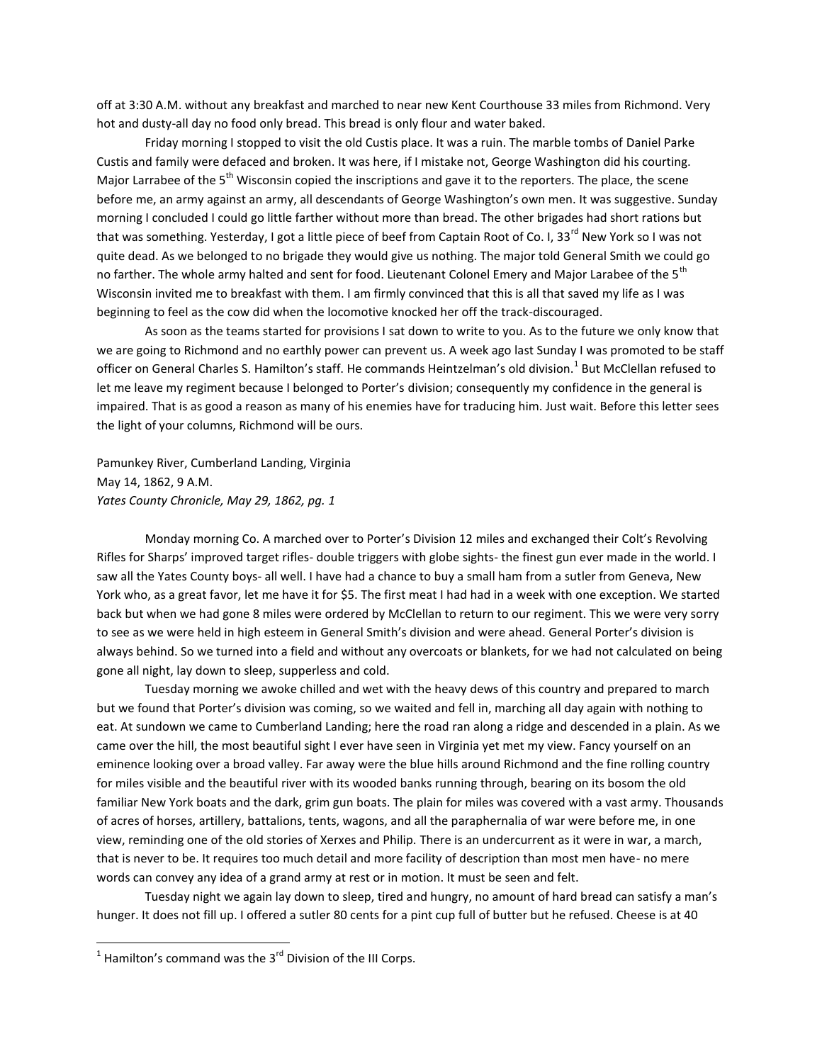off at 3:30 A.M. without any breakfast and marched to near new Kent Courthouse 33 miles from Richmond. Very hot and dusty-all day no food only bread. This bread is only flour and water baked.

Friday morning I stopped to visit the old Custis place. It was a ruin. The marble tombs of Daniel Parke Custis and family were defaced and broken. It was here, if I mistake not, George Washington did his courting. Major Larrabee of the 5th Wisconsin copied the inscriptions and gave it to the reporters. The place, the scene before me, an army against an army, all descendants of George Washington's own men. It was suggestive. Sunday morning I concluded I could go little farther without more than bread. The other brigades had short rations but that was something. Yesterday, I got a little piece of beef from Captain Root of Co. I, 33rd New York so I was not quite dead. As we belonged to no brigade they would give us nothing. The major told General Smith we could go no farther. The whole army halted and sent for food. Lieutenant Colonel Emery and Major Larabee of the 5th Wisconsin invited me to breakfast with them. I am firmly convinced that this is all that saved my life as I was beginning to feel as the cow did when the locomotive knocked her off the track-discouraged.

As soon as the teams started for provisions I sat down to write to you. As to the future we only know that we are going to Richmond and no earthly power can prevent us. A week ago last Sunday I was promoted to be staff officer on General Charles S. Hamilton's staff. He commands Heintzelman's old division.[1] But McClellan refused to let me leave my regiment because I belonged to Porter's division; consequently my confidence in the general is impaired. That is as good a reason as many of his enemies have for traducing him. Just wait. Before this letter sees the light of your columns, Richmond will be ours.

Pamunkey River, Cumberland Landing, Virginia
May 14, 1862, 9 A.M.
*Yates County Chronicle, May 29, 1862, pg. 1*

Monday morning Co. A marched over to Porter's Division 12 miles and exchanged their Colt's Revolving Rifles for Sharps' improved target rifles- double triggers with globe sights- the finest gun ever made in the world. I saw all the Yates County boys- all well. I have had a chance to buy a small ham from a sutler from Geneva, New York who, as a great favor, let me have it for $5. The first meat I had had in a week with one exception. We started back but when we had gone 8 miles were ordered by McClellan to return to our regiment. This we were very sorry to see as we were held in high esteem in General Smith's division and were ahead. General Porter's division is always behind. So we turned into a field and without any overcoats or blankets, for we had not calculated on being gone all night, lay down to sleep, supperless and cold.

Tuesday morning we awoke chilled and wet with the heavy dews of this country and prepared to march but we found that Porter's division was coming, so we waited and fell in, marching all day again with nothing to eat. At sundown we came to Cumberland Landing; here the road ran along a ridge and descended in a plain. As we came over the hill, the most beautiful sight I ever have seen in Virginia yet met my view. Fancy yourself on an eminence looking over a broad valley. Far away were the blue hills around Richmond and the fine rolling country for miles visible and the beautiful river with its wooded banks running through, bearing on its bosom the old familiar New York boats and the dark, grim gun boats. The plain for miles was covered with a vast army. Thousands of acres of horses, artillery, battalions, tents, wagons, and all the paraphernalia of war were before me, in one view, reminding one of the old stories of Xerxes and Philip. There is an undercurrent as it were in war, a march, that is never to be. It requires too much detail and more facility of description than most men have- no mere words can convey any idea of a grand army at rest or in motion. It must be seen and felt.

Tuesday night we again lay down to sleep, tired and hungry, no amount of hard bread can satisfy a man's hunger. It does not fill up. I offered a sutler 80 cents for a pint cup full of butter but he refused. Cheese is at 40

[1] Hamilton's command was the 3rd Division of the III Corps.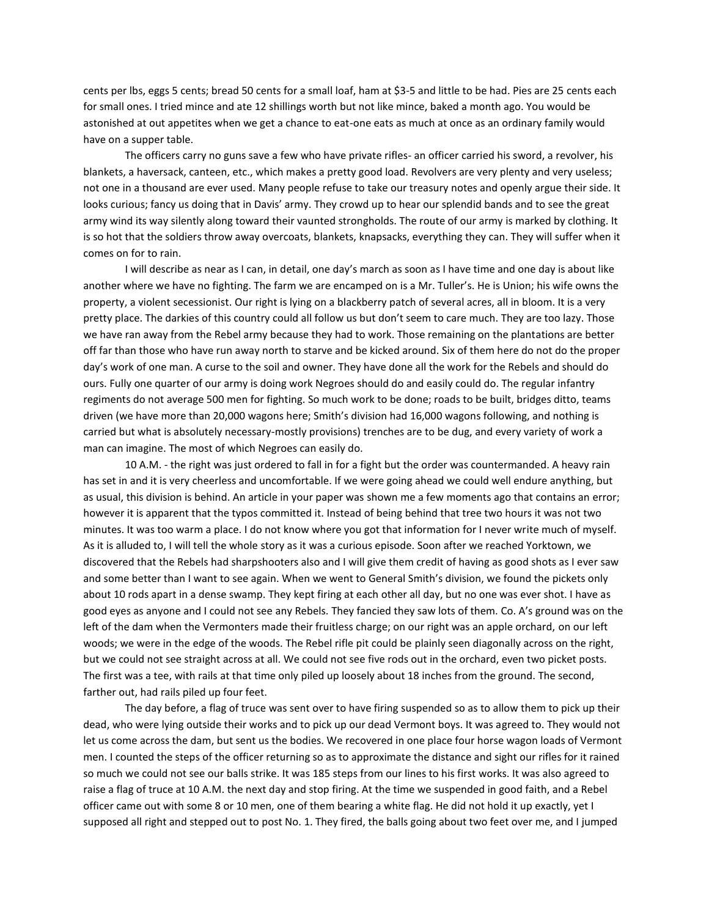cents per lbs, eggs 5 cents; bread 50 cents for a small loaf, ham at $3-5 and little to be had. Pies are 25 cents each for small ones. I tried mince and ate 12 shillings worth but not like mince, baked a month ago. You would be astonished at out appetites when we get a chance to eat-one eats as much at once as an ordinary family would have on a supper table.

The officers carry no guns save a few who have private rifles- an officer carried his sword, a revolver, his blankets, a haversack, canteen, etc., which makes a pretty good load. Revolvers are very plenty and very useless; not one in a thousand are ever used. Many people refuse to take our treasury notes and openly argue their side. It looks curious; fancy us doing that in Davis' army. They crowd up to hear our splendid bands and to see the great army wind its way silently along toward their vaunted strongholds. The route of our army is marked by clothing. It is so hot that the soldiers throw away overcoats, blankets, knapsacks, everything they can. They will suffer when it comes on for to rain.

I will describe as near as I can, in detail, one day's march as soon as I have time and one day is about like another where we have no fighting. The farm we are encamped on is a Mr. Tuller's. He is Union; his wife owns the property, a violent secessionist. Our right is lying on a blackberry patch of several acres, all in bloom. It is a very pretty place. The darkies of this country could all follow us but don't seem to care much. They are too lazy. Those we have ran away from the Rebel army because they had to work. Those remaining on the plantations are better off far than those who have run away north to starve and be kicked around. Six of them here do not do the proper day's work of one man. A curse to the soil and owner. They have done all the work for the Rebels and should do ours. Fully one quarter of our army is doing work Negroes should do and easily could do. The regular infantry regiments do not average 500 men for fighting. So much work to be done; roads to be built, bridges ditto, teams driven (we have more than 20,000 wagons here; Smith's division had 16,000 wagons following, and nothing is carried but what is absolutely necessary-mostly provisions) trenches are to be dug, and every variety of work a man can imagine. The most of which Negroes can easily do.

10 A.M. - the right was just ordered to fall in for a fight but the order was countermanded. A heavy rain has set in and it is very cheerless and uncomfortable. If we were going ahead we could well endure anything, but as usual, this division is behind. An article in your paper was shown me a few moments ago that contains an error; however it is apparent that the typos committed it. Instead of being behind that tree two hours it was not two minutes. It was too warm a place. I do not know where you got that information for I never write much of myself. As it is alluded to, I will tell the whole story as it was a curious episode. Soon after we reached Yorktown, we discovered that the Rebels had sharpshooters also and I will give them credit of having as good shots as I ever saw and some better than I want to see again. When we went to General Smith's division, we found the pickets only about 10 rods apart in a dense swamp. They kept firing at each other all day, but no one was ever shot. I have as good eyes as anyone and I could not see any Rebels. They fancied they saw lots of them. Co. A's ground was on the left of the dam when the Vermonters made their fruitless charge; on our right was an apple orchard, on our left woods; we were in the edge of the woods. The Rebel rifle pit could be plainly seen diagonally across on the right, but we could not see straight across at all. We could not see five rods out in the orchard, even two picket posts. The first was a tee, with rails at that time only piled up loosely about 18 inches from the ground. The second, farther out, had rails piled up four feet.

The day before, a flag of truce was sent over to have firing suspended so as to allow them to pick up their dead, who were lying outside their works and to pick up our dead Vermont boys. It was agreed to. They would not let us come across the dam, but sent us the bodies. We recovered in one place four horse wagon loads of Vermont men. I counted the steps of the officer returning so as to approximate the distance and sight our rifles for it rained so much we could not see our balls strike. It was 185 steps from our lines to his first works. It was also agreed to raise a flag of truce at 10 A.M. the next day and stop firing. At the time we suspended in good faith, and a Rebel officer came out with some 8 or 10 men, one of them bearing a white flag. He did not hold it up exactly, yet I supposed all right and stepped out to post No. 1. They fired, the balls going about two feet over me, and I jumped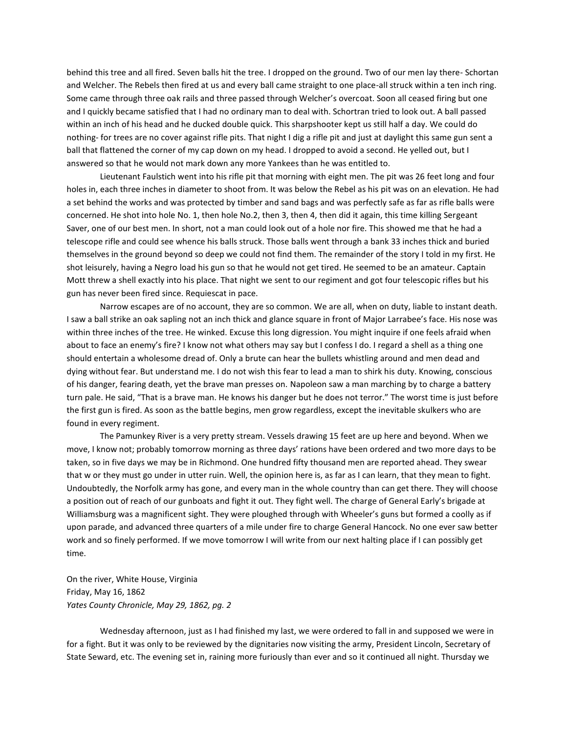behind this tree and all fired. Seven balls hit the tree. I dropped on the ground. Two of our men lay there- Schortan and Welcher. The Rebels then fired at us and every ball came straight to one place-all struck within a ten inch ring. Some came through three oak rails and three passed through Welcher's overcoat. Soon all ceased firing but one and I quickly became satisfied that I had no ordinary man to deal with. Schortran tried to look out. A ball passed within an inch of his head and he ducked double quick. This sharpshooter kept us still half a day. We could do nothing- for trees are no cover against rifle pits. That night I dig a rifle pit and just at daylight this same gun sent a ball that flattened the corner of my cap down on my head. I dropped to avoid a second. He yelled out, but I answered so that he would not mark down any more Yankees than he was entitled to.

Lieutenant Faulstich went into his rifle pit that morning with eight men. The pit was 26 feet long and four holes in, each three inches in diameter to shoot from. It was below the Rebel as his pit was on an elevation. He had a set behind the works and was protected by timber and sand bags and was perfectly safe as far as rifle balls were concerned. He shot into hole No. 1, then hole No.2, then 3, then 4, then did it again, this time killing Sergeant Saver, one of our best men. In short, not a man could look out of a hole nor fire. This showed me that he had a telescope rifle and could see whence his balls struck. Those balls went through a bank 33 inches thick and buried themselves in the ground beyond so deep we could not find them. The remainder of the story I told in my first. He shot leisurely, having a Negro load his gun so that he would not get tired. He seemed to be an amateur. Captain Mott threw a shell exactly into his place. That night we sent to our regiment and got four telescopic rifles but his gun has never been fired since. Requiescat in pace.

Narrow escapes are of no account, they are so common. We are all, when on duty, liable to instant death. I saw a ball strike an oak sapling not an inch thick and glance square in front of Major Larrabee's face. His nose was within three inches of the tree. He winked. Excuse this long digression. You might inquire if one feels afraid when about to face an enemy's fire? I know not what others may say but I confess I do. I regard a shell as a thing one should entertain a wholesome dread of. Only a brute can hear the bullets whistling around and men dead and dying without fear. But understand me. I do not wish this fear to lead a man to shirk his duty. Knowing, conscious of his danger, fearing death, yet the brave man presses on. Napoleon saw a man marching by to charge a battery turn pale. He said, "That is a brave man. He knows his danger but he does not terror." The worst time is just before the first gun is fired. As soon as the battle begins, men grow regardless, except the inevitable skulkers who are found in every regiment.

The Pamunkey River is a very pretty stream. Vessels drawing 15 feet are up here and beyond. When we move, I know not; probably tomorrow morning as three days' rations have been ordered and two more days to be taken, so in five days we may be in Richmond. One hundred fifty thousand men are reported ahead. They swear that w or they must go under in utter ruin. Well, the opinion here is, as far as I can learn, that they mean to fight. Undoubtedly, the Norfolk army has gone, and every man in the whole country than can get there. They will choose a position out of reach of our gunboats and fight it out. They fight well. The charge of General Early's brigade at Williamsburg was a magnificent sight. They were ploughed through with Wheeler's guns but formed a coolly as if upon parade, and advanced three quarters of a mile under fire to charge General Hancock. No one ever saw better work and so finely performed. If we move tomorrow I will write from our next halting place if I can possibly get time.

On the river, White House, Virginia
Friday, May 16, 1862
*Yates County Chronicle, May 29, 1862, pg. 2*

Wednesday afternoon, just as I had finished my last, we were ordered to fall in and supposed we were in for a fight. But it was only to be reviewed by the dignitaries now visiting the army, President Lincoln, Secretary of State Seward, etc. The evening set in, raining more furiously than ever and so it continued all night. Thursday we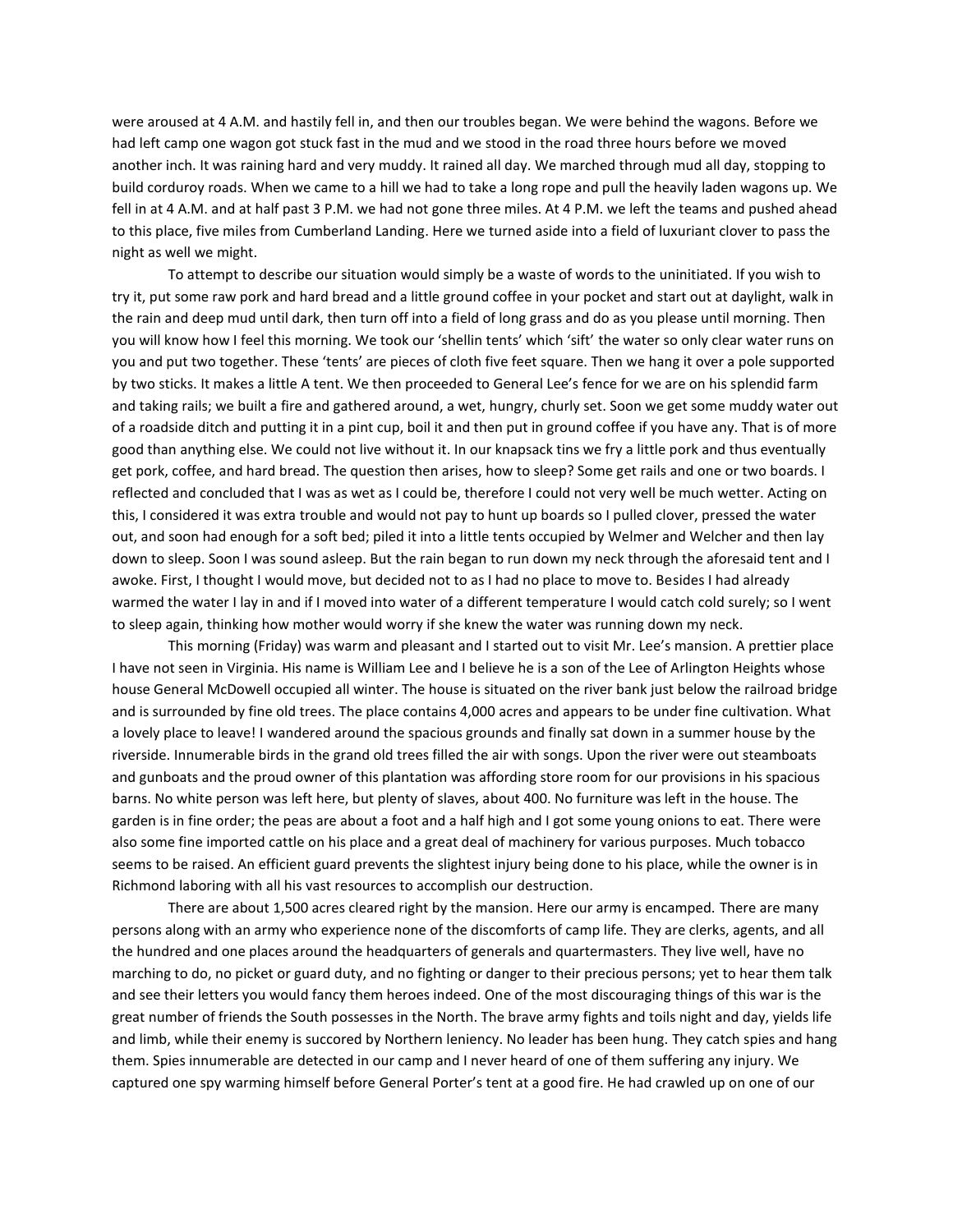were aroused at 4 A.M. and hastily fell in, and then our troubles began. We were behind the wagons. Before we had left camp one wagon got stuck fast in the mud and we stood in the road three hours before we moved another inch. It was raining hard and very muddy. It rained all day. We marched through mud all day, stopping to build corduroy roads. When we came to a hill we had to take a long rope and pull the heavily laden wagons up. We fell in at 4 A.M. and at half past 3 P.M. we had not gone three miles. At 4 P.M. we left the teams and pushed ahead to this place, five miles from Cumberland Landing. Here we turned aside into a field of luxuriant clover to pass the night as well we might.

To attempt to describe our situation would simply be a waste of words to the uninitiated. If you wish to try it, put some raw pork and hard bread and a little ground coffee in your pocket and start out at daylight, walk in the rain and deep mud until dark, then turn off into a field of long grass and do as you please until morning. Then you will know how I feel this morning. We took our 'shellin tents' which 'sift' the water so only clear water runs on you and put two together. These 'tents' are pieces of cloth five feet square. Then we hang it over a pole supported by two sticks. It makes a little A tent. We then proceeded to General Lee's fence for we are on his splendid farm and taking rails; we built a fire and gathered around, a wet, hungry, churly set. Soon we get some muddy water out of a roadside ditch and putting it in a pint cup, boil it and then put in ground coffee if you have any. That is of more good than anything else. We could not live without it. In our knapsack tins we fry a little pork and thus eventually get pork, coffee, and hard bread. The question then arises, how to sleep? Some get rails and one or two boards. I reflected and concluded that I was as wet as I could be, therefore I could not very well be much wetter. Acting on this, I considered it was extra trouble and would not pay to hunt up boards so I pulled clover, pressed the water out, and soon had enough for a soft bed; piled it into a little tents occupied by Welmer and Welcher and then lay down to sleep. Soon I was sound asleep. But the rain began to run down my neck through the aforesaid tent and I awoke. First, I thought I would move, but decided not to as I had no place to move to. Besides I had already warmed the water I lay in and if I moved into water of a different temperature I would catch cold surely; so I went to sleep again, thinking how mother would worry if she knew the water was running down my neck.

This morning (Friday) was warm and pleasant and I started out to visit Mr. Lee's mansion. A prettier place I have not seen in Virginia. His name is William Lee and I believe he is a son of the Lee of Arlington Heights whose house General McDowell occupied all winter. The house is situated on the river bank just below the railroad bridge and is surrounded by fine old trees. The place contains 4,000 acres and appears to be under fine cultivation. What a lovely place to leave! I wandered around the spacious grounds and finally sat down in a summer house by the riverside. Innumerable birds in the grand old trees filled the air with songs. Upon the river were out steamboats and gunboats and the proud owner of this plantation was affording store room for our provisions in his spacious barns. No white person was left here, but plenty of slaves, about 400. No furniture was left in the house. The garden is in fine order; the peas are about a foot and a half high and I got some young onions to eat. There were also some fine imported cattle on his place and a great deal of machinery for various purposes. Much tobacco seems to be raised. An efficient guard prevents the slightest injury being done to his place, while the owner is in Richmond laboring with all his vast resources to accomplish our destruction.

There are about 1,500 acres cleared right by the mansion. Here our army is encamped. There are many persons along with an army who experience none of the discomforts of camp life. They are clerks, agents, and all the hundred and one places around the headquarters of generals and quartermasters. They live well, have no marching to do, no picket or guard duty, and no fighting or danger to their precious persons; yet to hear them talk and see their letters you would fancy them heroes indeed. One of the most discouraging things of this war is the great number of friends the South possesses in the North. The brave army fights and toils night and day, yields life and limb, while their enemy is succored by Northern leniency. No leader has been hung. They catch spies and hang them. Spies innumerable are detected in our camp and I never heard of one of them suffering any injury. We captured one spy warming himself before General Porter's tent at a good fire. He had crawled up on one of our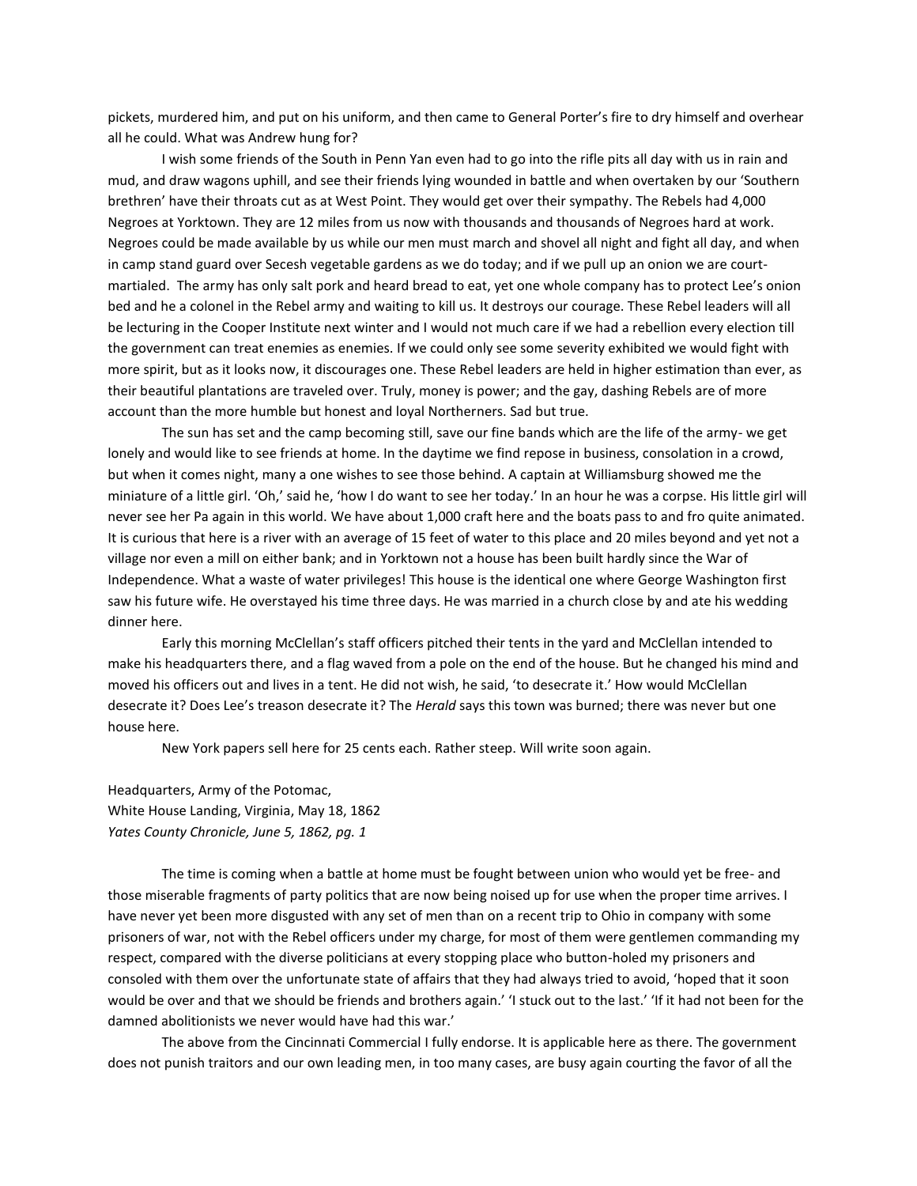pickets, murdered him, and put on his uniform, and then came to General Porter's fire to dry himself and overhear all he could. What was Andrew hung for?

I wish some friends of the South in Penn Yan even had to go into the rifle pits all day with us in rain and mud, and draw wagons uphill, and see their friends lying wounded in battle and when overtaken by our 'Southern brethren' have their throats cut as at West Point. They would get over their sympathy. The Rebels had 4,000 Negroes at Yorktown. They are 12 miles from us now with thousands and thousands of Negroes hard at work. Negroes could be made available by us while our men must march and shovel all night and fight all day, and when in camp stand guard over Secesh vegetable gardens as we do today; and if we pull up an onion we are court-martialed. The army has only salt pork and heard bread to eat, yet one whole company has to protect Lee's onion bed and he a colonel in the Rebel army and waiting to kill us. It destroys our courage. These Rebel leaders will all be lecturing in the Cooper Institute next winter and I would not much care if we had a rebellion every election till the government can treat enemies as enemies. If we could only see some severity exhibited we would fight with more spirit, but as it looks now, it discourages one. These Rebel leaders are held in higher estimation than ever, as their beautiful plantations are traveled over. Truly, money is power; and the gay, dashing Rebels are of more account than the more humble but honest and loyal Northerners. Sad but true.

The sun has set and the camp becoming still, save our fine bands which are the life of the army- we get lonely and would like to see friends at home. In the daytime we find repose in business, consolation in a crowd, but when it comes night, many a one wishes to see those behind. A captain at Williamsburg showed me the miniature of a little girl. 'Oh,' said he, 'how I do want to see her today.' In an hour he was a corpse. His little girl will never see her Pa again in this world. We have about 1,000 craft here and the boats pass to and fro quite animated. It is curious that here is a river with an average of 15 feet of water to this place and 20 miles beyond and yet not a village nor even a mill on either bank; and in Yorktown not a house has been built hardly since the War of Independence. What a waste of water privileges! This house is the identical one where George Washington first saw his future wife. He overstayed his time three days. He was married in a church close by and ate his wedding dinner here.

Early this morning McClellan's staff officers pitched their tents in the yard and McClellan intended to make his headquarters there, and a flag waved from a pole on the end of the house. But he changed his mind and moved his officers out and lives in a tent. He did not wish, he said, 'to desecrate it.' How would McClellan desecrate it? Does Lee's treason desecrate it? The *Herald* says this town was burned; there was never but one house here.

New York papers sell here for 25 cents each. Rather steep. Will write soon again.

Headquarters, Army of the Potomac,
White House Landing, Virginia, May 18, 1862
*Yates County Chronicle, June 5, 1862, pg. 1*

The time is coming when a battle at home must be fought between union who would yet be free- and those miserable fragments of party politics that are now being noised up for use when the proper time arrives. I have never yet been more disgusted with any set of men than on a recent trip to Ohio in company with some prisoners of war, not with the Rebel officers under my charge, for most of them were gentlemen commanding my respect, compared with the diverse politicians at every stopping place who button-holed my prisoners and consoled with them over the unfortunate state of affairs that they had always tried to avoid, 'hoped that it soon would be over and that we should be friends and brothers again.' 'I stuck out to the last.' 'If it had not been for the damned abolitionists we never would have had this war.'

The above from the Cincinnati Commercial I fully endorse. It is applicable here as there. The government does not punish traitors and our own leading men, in too many cases, are busy again courting the favor of all the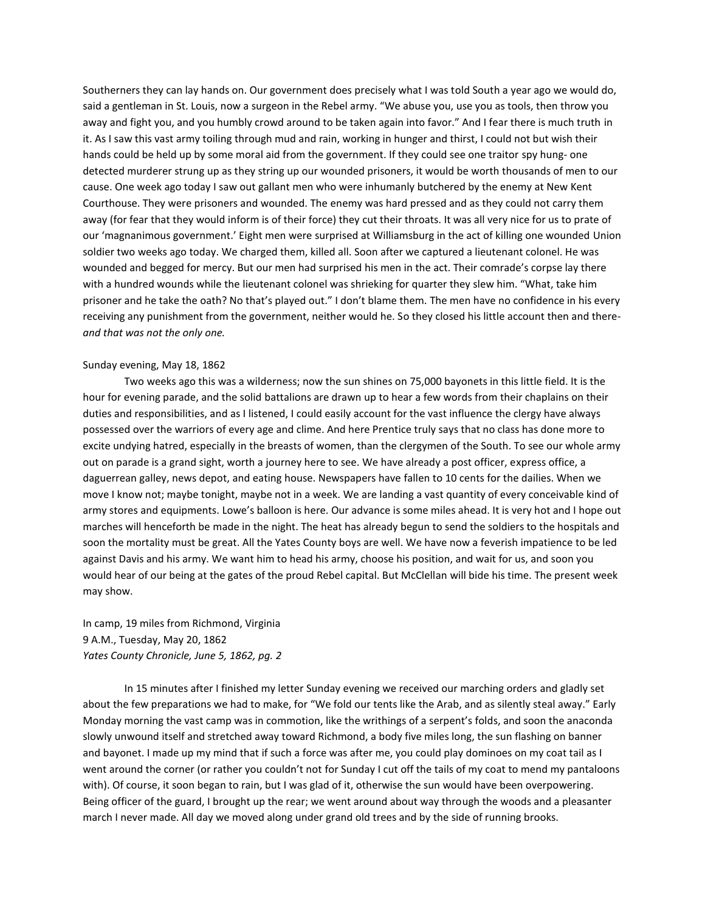Southerners they can lay hands on. Our government does precisely what I was told South a year ago we would do, said a gentleman in St. Louis, now a surgeon in the Rebel army. "We abuse you, use you as tools, then throw you away and fight you, and you humbly crowd around to be taken again into favor." And I fear there is much truth in it. As I saw this vast army toiling through mud and rain, working in hunger and thirst, I could not but wish their hands could be held up by some moral aid from the government. If they could see one traitor spy hung- one detected murderer strung up as they string up our wounded prisoners, it would be worth thousands of men to our cause. One week ago today I saw out gallant men who were inhumanly butchered by the enemy at New Kent Courthouse. They were prisoners and wounded. The enemy was hard pressed and as they could not carry them away (for fear that they would inform is of their force) they cut their throats. It was all very nice for us to prate of our 'magnanimous government.' Eight men were surprised at Williamsburg in the act of killing one wounded Union soldier two weeks ago today. We charged them, killed all. Soon after we captured a lieutenant colonel. He was wounded and begged for mercy. But our men had surprised his men in the act. Their comrade's corpse lay there with a hundred wounds while the lieutenant colonel was shrieking for quarter they slew him. "What, take him prisoner and he take the oath? No that's played out." I don't blame them. The men have no confidence in his every receiving any punishment from the government, neither would he. So they closed his little account then and there- *and that was not the only one.*

Sunday evening, May 18, 1862

Two weeks ago this was a wilderness; now the sun shines on 75,000 bayonets in this little field. It is the hour for evening parade, and the solid battalions are drawn up to hear a few words from their chaplains on their duties and responsibilities, and as I listened, I could easily account for the vast influence the clergy have always possessed over the warriors of every age and clime. And here Prentice truly says that no class has done more to excite undying hatred, especially in the breasts of women, than the clergymen of the South. To see our whole army out on parade is a grand sight, worth a journey here to see. We have already a post officer, express office, a daguerrean galley, news depot, and eating house. Newspapers have fallen to 10 cents for the dailies. When we move I know not; maybe tonight, maybe not in a week. We are landing a vast quantity of every conceivable kind of army stores and equipments. Lowe's balloon is here. Our advance is some miles ahead. It is very hot and I hope out marches will henceforth be made in the night. The heat has already begun to send the soldiers to the hospitals and soon the mortality must be great. All the Yates County boys are well. We have now a feverish impatience to be led against Davis and his army. We want him to head his army, choose his position, and wait for us, and soon you would hear of our being at the gates of the proud Rebel capital. But McClellan will bide his time. The present week may show.

In camp, 19 miles from Richmond, Virginia
9 A.M., Tuesday, May 20, 1862
*Yates County Chronicle, June 5, 1862, pg. 2*

In 15 minutes after I finished my letter Sunday evening we received our marching orders and gladly set about the few preparations we had to make, for "We fold our tents like the Arab, and as silently steal away." Early Monday morning the vast camp was in commotion, like the writhings of a serpent's folds, and soon the anaconda slowly unwound itself and stretched away toward Richmond, a body five miles long, the sun flashing on banner and bayonet. I made up my mind that if such a force was after me, you could play dominoes on my coat tail as I went around the corner (or rather you couldn't not for Sunday I cut off the tails of my coat to mend my pantaloons with). Of course, it soon began to rain, but I was glad of it, otherwise the sun would have been overpowering. Being officer of the guard, I brought up the rear; we went around about way through the woods and a pleasanter march I never made. All day we moved along under grand old trees and by the side of running brooks.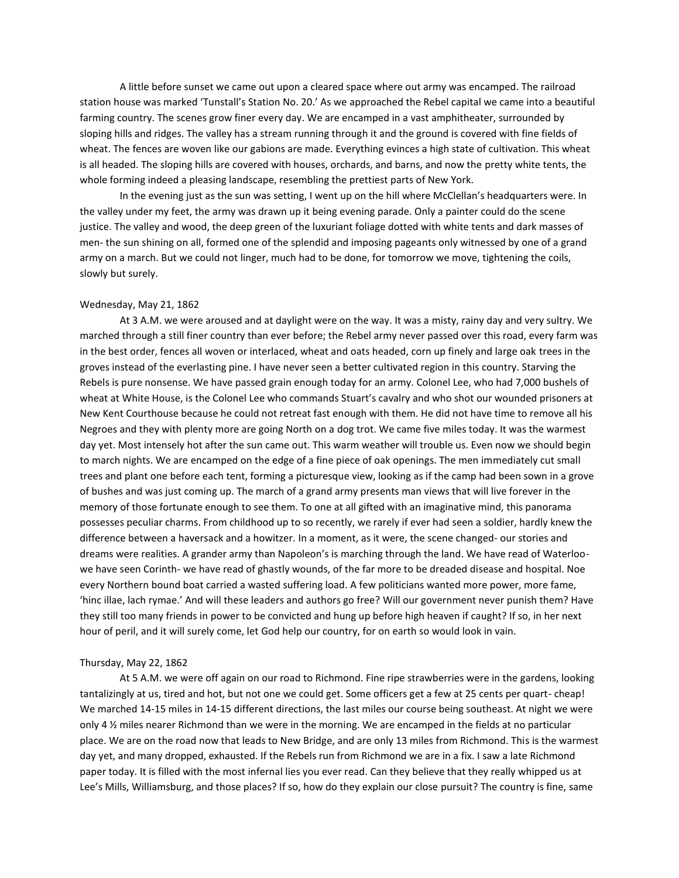A little before sunset we came out upon a cleared space where out army was encamped. The railroad station house was marked 'Tunstall's Station No. 20.' As we approached the Rebel capital we came into a beautiful farming country. The scenes grow finer every day. We are encamped in a vast amphitheater, surrounded by sloping hills and ridges. The valley has a stream running through it and the ground is covered with fine fields of wheat. The fences are woven like our gabions are made. Everything evinces a high state of cultivation. This wheat is all headed. The sloping hills are covered with houses, orchards, and barns, and now the pretty white tents, the whole forming indeed a pleasing landscape, resembling the prettiest parts of New York.

In the evening just as the sun was setting, I went up on the hill where McClellan's headquarters were. In the valley under my feet, the army was drawn up it being evening parade. Only a painter could do the scene justice. The valley and wood, the deep green of the luxuriant foliage dotted with white tents and dark masses of men- the sun shining on all, formed one of the splendid and imposing pageants only witnessed by one of a grand army on a march. But we could not linger, much had to be done, for tomorrow we move, tightening the coils, slowly but surely.

Wednesday, May 21, 1862

At 3 A.M. we were aroused and at daylight were on the way. It was a misty, rainy day and very sultry. We marched through a still finer country than ever before; the Rebel army never passed over this road, every farm was in the best order, fences all woven or interlaced, wheat and oats headed, corn up finely and large oak trees in the groves instead of the everlasting pine. I have never seen a better cultivated region in this country. Starving the Rebels is pure nonsense. We have passed grain enough today for an army. Colonel Lee, who had 7,000 bushels of wheat at White House, is the Colonel Lee who commands Stuart's cavalry and who shot our wounded prisoners at New Kent Courthouse because he could not retreat fast enough with them. He did not have time to remove all his Negroes and they with plenty more are going North on a dog trot. We came five miles today. It was the warmest day yet. Most intensely hot after the sun came out. This warm weather will trouble us. Even now we should begin to march nights. We are encamped on the edge of a fine piece of oak openings. The men immediately cut small trees and plant one before each tent, forming a picturesque view, looking as if the camp had been sown in a grove of bushes and was just coming up. The march of a grand army presents man views that will live forever in the memory of those fortunate enough to see them. To one at all gifted with an imaginative mind, this panorama possesses peculiar charms. From childhood up to so recently, we rarely if ever had seen a soldier, hardly knew the difference between a haversack and a howitzer. In a moment, as it were, the scene changed- our stories and dreams were realities. A grander army than Napoleon's is marching through the land. We have read of Waterloo- we have seen Corinth- we have read of ghastly wounds, of the far more to be dreaded disease and hospital. Noe every Northern bound boat carried a wasted suffering load. A few politicians wanted more power, more fame, 'hinc illae, lach rymae.' And will these leaders and authors go free? Will our government never punish them? Have they still too many friends in power to be convicted and hung up before high heaven if caught? If so, in her next hour of peril, and it will surely come, let God help our country, for on earth so would look in vain.

Thursday, May 22, 1862

At 5 A.M. we were off again on our road to Richmond. Fine ripe strawberries were in the gardens, looking tantalizingly at us, tired and hot, but not one we could get. Some officers get a few at 25 cents per quart- cheap! We marched 14-15 miles in 14-15 different directions, the last miles our course being southeast. At night we were only 4 ½ miles nearer Richmond than we were in the morning. We are encamped in the fields at no particular place. We are on the road now that leads to New Bridge, and are only 13 miles from Richmond. This is the warmest day yet, and many dropped, exhausted. If the Rebels run from Richmond we are in a fix. I saw a late Richmond paper today. It is filled with the most infernal lies you ever read. Can they believe that they really whipped us at Lee's Mills, Williamsburg, and those places? If so, how do they explain our close pursuit? The country is fine, same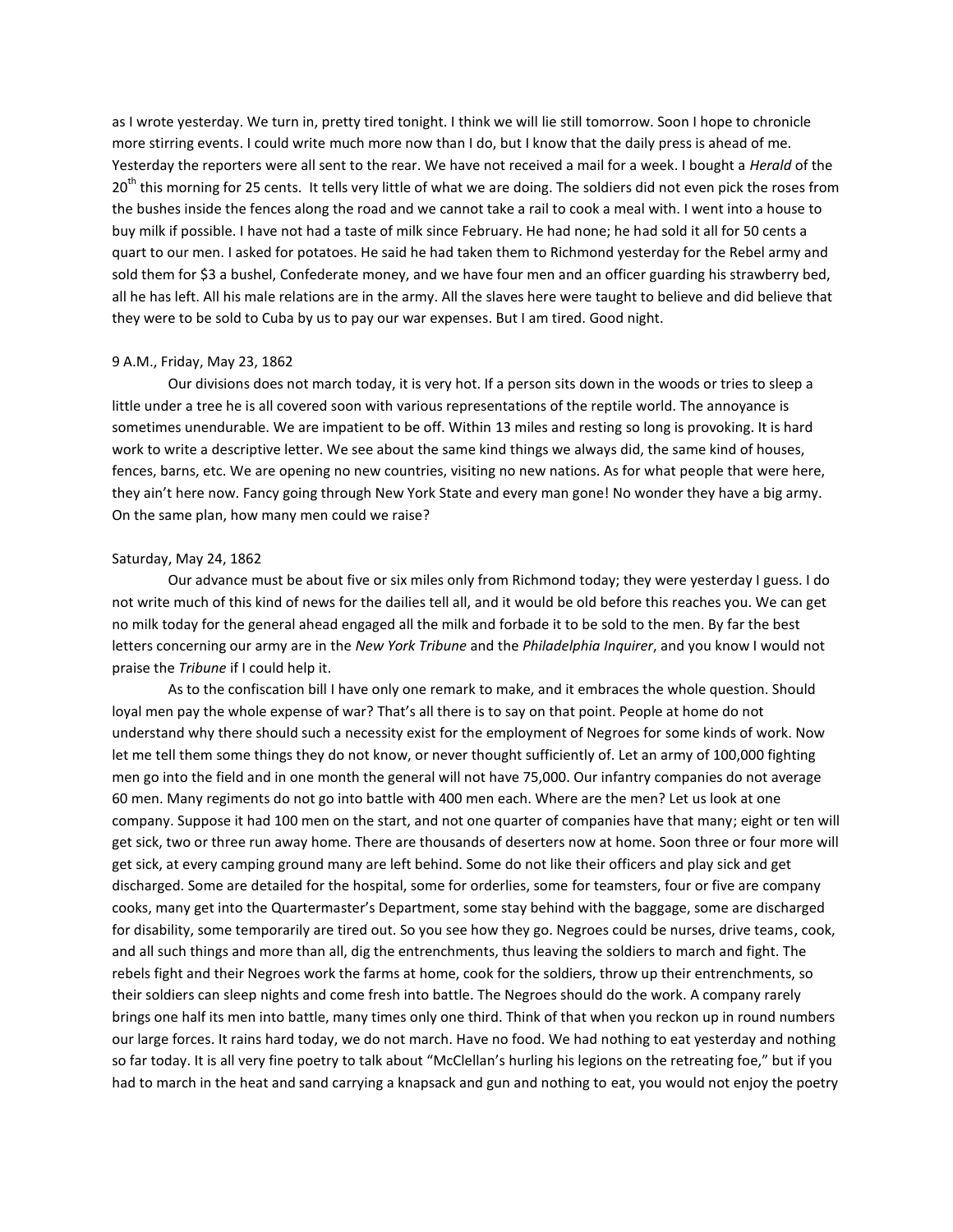as I wrote yesterday. We turn in, pretty tired tonight. I think we will lie still tomorrow. Soon I hope to chronicle more stirring events. I could write much more now than I do, but I know that the daily press is ahead of me. Yesterday the reporters were all sent to the rear. We have not received a mail for a week. I bought a *Herald* of the 20th this morning for 25 cents. It tells very little of what we are doing. The soldiers did not even pick the roses from the bushes inside the fences along the road and we cannot take a rail to cook a meal with. I went into a house to buy milk if possible. I have not had a taste of milk since February. He had none; he had sold it all for 50 cents a quart to our men. I asked for potatoes. He said he had taken them to Richmond yesterday for the Rebel army and sold them for $3 a bushel, Confederate money, and we have four men and an officer guarding his strawberry bed, all he has left. All his male relations are in the army. All the slaves here were taught to believe and did believe that they were to be sold to Cuba by us to pay our war expenses. But I am tired. Good night.

9 A.M., Friday, May 23, 1862

Our divisions does not march today, it is very hot. If a person sits down in the woods or tries to sleep a little under a tree he is all covered soon with various representations of the reptile world. The annoyance is sometimes unendurable. We are impatient to be off. Within 13 miles and resting so long is provoking. It is hard work to write a descriptive letter. We see about the same kind things we always did, the same kind of houses, fences, barns, etc. We are opening no new countries, visiting no new nations. As for what people that were here, they ain't here now. Fancy going through New York State and every man gone! No wonder they have a big army. On the same plan, how many men could we raise?

Saturday, May 24, 1862

Our advance must be about five or six miles only from Richmond today; they were yesterday I guess. I do not write much of this kind of news for the dailies tell all, and it would be old before this reaches you. We can get no milk today for the general ahead engaged all the milk and forbade it to be sold to the men. By far the best letters concerning our army are in the *New York Tribune* and the *Philadelphia Inquirer*, and you know I would not praise the *Tribune* if I could help it.

As to the confiscation bill I have only one remark to make, and it embraces the whole question. Should loyal men pay the whole expense of war? That's all there is to say on that point. People at home do not understand why there should such a necessity exist for the employment of Negroes for some kinds of work. Now let me tell them some things they do not know, or never thought sufficiently of. Let an army of 100,000 fighting men go into the field and in one month the general will not have 75,000. Our infantry companies do not average 60 men. Many regiments do not go into battle with 400 men each. Where are the men? Let us look at one company. Suppose it had 100 men on the start, and not one quarter of companies have that many; eight or ten will get sick, two or three run away home. There are thousands of deserters now at home. Soon three or four more will get sick, at every camping ground many are left behind. Some do not like their officers and play sick and get discharged. Some are detailed for the hospital, some for orderlies, some for teamsters, four or five are company cooks, many get into the Quartermaster's Department, some stay behind with the baggage, some are discharged for disability, some temporarily are tired out. So you see how they go. Negroes could be nurses, drive teams, cook, and all such things and more than all, dig the entrenchments, thus leaving the soldiers to march and fight. The rebels fight and their Negroes work the farms at home, cook for the soldiers, throw up their entrenchments, so their soldiers can sleep nights and come fresh into battle. The Negroes should do the work. A company rarely brings one half its men into battle, many times only one third. Think of that when you reckon up in round numbers our large forces. It rains hard today, we do not march. Have no food. We had nothing to eat yesterday and nothing so far today. It is all very fine poetry to talk about "McClellan's hurling his legions on the retreating foe," but if you had to march in the heat and sand carrying a knapsack and gun and nothing to eat, you would not enjoy the poetry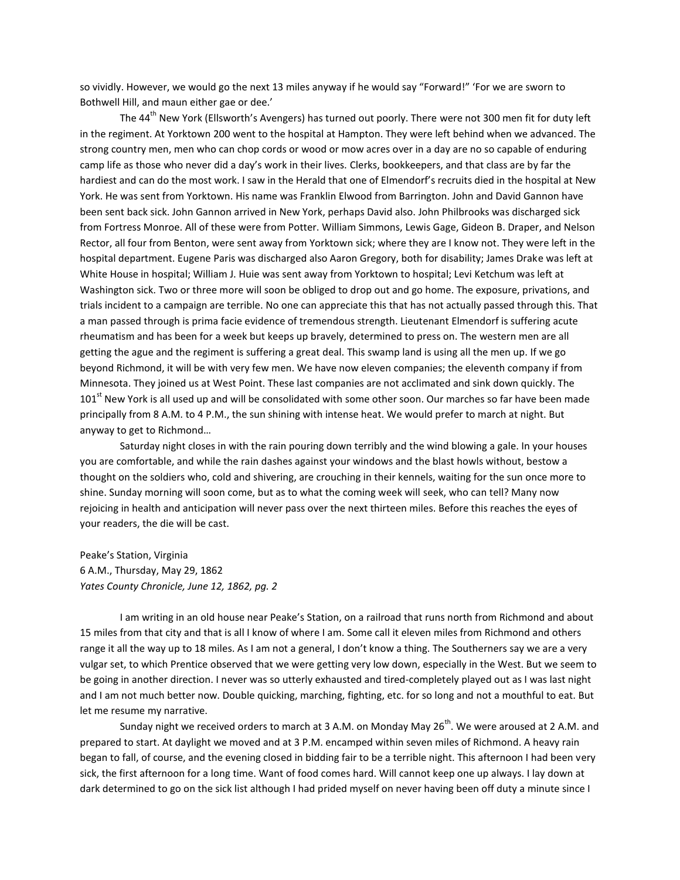so vividly. However, we would go the next 13 miles anyway if he would say "Forward!" 'For we are sworn to Bothwell Hill, and maun either gae or dee.'

The 44th New York (Ellsworth's Avengers) has turned out poorly. There were not 300 men fit for duty left in the regiment. At Yorktown 200 went to the hospital at Hampton. They were left behind when we advanced. The strong country men, men who can chop cords or wood or mow acres over in a day are no so capable of enduring camp life as those who never did a day's work in their lives. Clerks, bookkeepers, and that class are by far the hardiest and can do the most work. I saw in the Herald that one of Elmendorf's recruits died in the hospital at New York. He was sent from Yorktown. His name was Franklin Elwood from Barrington. John and David Gannon have been sent back sick. John Gannon arrived in New York, perhaps David also. John Philbrooks was discharged sick from Fortress Monroe. All of these were from Potter. William Simmons, Lewis Gage, Gideon B. Draper, and Nelson Rector, all four from Benton, were sent away from Yorktown sick; where they are I know not. They were left in the hospital department. Eugene Paris was discharged also Aaron Gregory, both for disability; James Drake was left at White House in hospital; William J. Huie was sent away from Yorktown to hospital; Levi Ketchum was left at Washington sick. Two or three more will soon be obliged to drop out and go home. The exposure, privations, and trials incident to a campaign are terrible. No one can appreciate this that has not actually passed through this. That a man passed through is prima facie evidence of tremendous strength. Lieutenant Elmendorf is suffering acute rheumatism and has been for a week but keeps up bravely, determined to press on. The western men are all getting the ague and the regiment is suffering a great deal. This swamp land is using all the men up. If we go beyond Richmond, it will be with very few men. We have now eleven companies; the eleventh company if from Minnesota. They joined us at West Point. These last companies are not acclimated and sink down quickly. The 101st New York is all used up and will be consolidated with some other soon. Our marches so far have been made principally from 8 A.M. to 4 P.M., the sun shining with intense heat. We would prefer to march at night. But anyway to get to Richmond…

Saturday night closes in with the rain pouring down terribly and the wind blowing a gale. In your houses you are comfortable, and while the rain dashes against your windows and the blast howls without, bestow a thought on the soldiers who, cold and shivering, are crouching in their kennels, waiting for the sun once more to shine. Sunday morning will soon come, but as to what the coming week will seek, who can tell? Many now rejoicing in health and anticipation will never pass over the next thirteen miles. Before this reaches the eyes of your readers, the die will be cast.

Peake's Station, Virginia
6 A.M., Thursday, May 29, 1862
*Yates County Chronicle, June 12, 1862, pg. 2*

I am writing in an old house near Peake's Station, on a railroad that runs north from Richmond and about 15 miles from that city and that is all I know of where I am. Some call it eleven miles from Richmond and others range it all the way up to 18 miles. As I am not a general, I don't know a thing. The Southerners say we are a very vulgar set, to which Prentice observed that we were getting very low down, especially in the West. But we seem to be going in another direction. I never was so utterly exhausted and tired-completely played out as I was last night and I am not much better now. Double quicking, marching, fighting, etc. for so long and not a mouthful to eat. But let me resume my narrative.

Sunday night we received orders to march at 3 A.M. on Monday May 26th. We were aroused at 2 A.M. and prepared to start. At daylight we moved and at 3 P.M. encamped within seven miles of Richmond. A heavy rain began to fall, of course, and the evening closed in bidding fair to be a terrible night. This afternoon I had been very sick, the first afternoon for a long time. Want of food comes hard. Will cannot keep one up always. I lay down at dark determined to go on the sick list although I had prided myself on never having been off duty a minute since I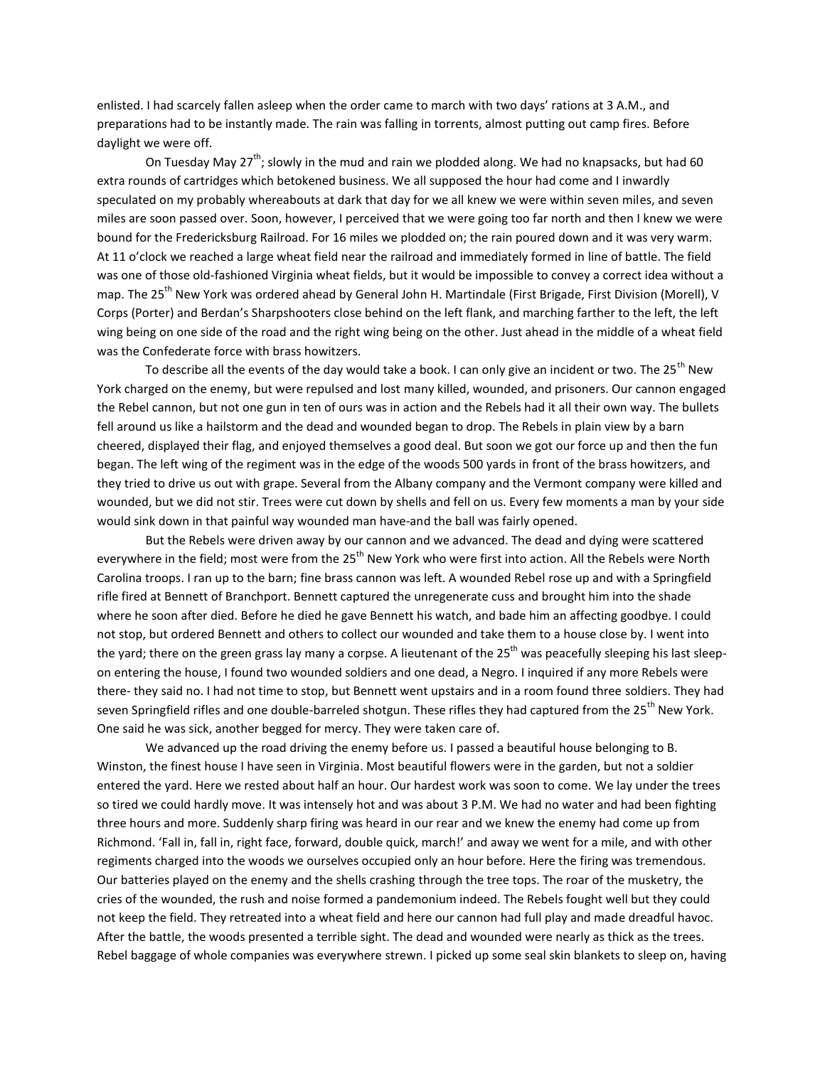enlisted. I had scarcely fallen asleep when the order came to march with two days' rations at 3 A.M., and preparations had to be instantly made. The rain was falling in torrents, almost putting out camp fires. Before daylight we were off.

On Tuesday May 27th; slowly in the mud and rain we plodded along. We had no knapsacks, but had 60 extra rounds of cartridges which betokened business. We all supposed the hour had come and I inwardly speculated on my probably whereabouts at dark that day for we all knew we were within seven miles, and seven miles are soon passed over. Soon, however, I perceived that we were going too far north and then I knew we were bound for the Fredericksburg Railroad. For 16 miles we plodded on; the rain poured down and it was very warm. At 11 o'clock we reached a large wheat field near the railroad and immediately formed in line of battle. The field was one of those old-fashioned Virginia wheat fields, but it would be impossible to convey a correct idea without a map. The 25th New York was ordered ahead by General John H. Martindale (First Brigade, First Division (Morell), V Corps (Porter) and Berdan's Sharpshooters close behind on the left flank, and marching farther to the left, the left wing being on one side of the road and the right wing being on the other. Just ahead in the middle of a wheat field was the Confederate force with brass howitzers.

To describe all the events of the day would take a book. I can only give an incident or two. The 25th New York charged on the enemy, but were repulsed and lost many killed, wounded, and prisoners. Our cannon engaged the Rebel cannon, but not one gun in ten of ours was in action and the Rebels had it all their own way. The bullets fell around us like a hailstorm and the dead and wounded began to drop. The Rebels in plain view by a barn cheered, displayed their flag, and enjoyed themselves a good deal. But soon we got our force up and then the fun began. The left wing of the regiment was in the edge of the woods 500 yards in front of the brass howitzers, and they tried to drive us out with grape. Several from the Albany company and the Vermont company were killed and wounded, but we did not stir. Trees were cut down by shells and fell on us. Every few moments a man by your side would sink down in that painful way wounded man have-and the ball was fairly opened.

But the Rebels were driven away by our cannon and we advanced. The dead and dying were scattered everywhere in the field; most were from the 25th New York who were first into action. All the Rebels were North Carolina troops. I ran up to the barn; fine brass cannon was left. A wounded Rebel rose up and with a Springfield rifle fired at Bennett of Branchport. Bennett captured the unregenerate cuss and brought him into the shade where he soon after died. Before he died he gave Bennett his watch, and bade him an affecting goodbye. I could not stop, but ordered Bennett and others to collect our wounded and take them to a house close by. I went into the yard; there on the green grass lay many a corpse. A lieutenant of the 25th was peacefully sleeping his last sleep- on entering the house, I found two wounded soldiers and one dead, a Negro. I inquired if any more Rebels were there- they said no. I had not time to stop, but Bennett went upstairs and in a room found three soldiers. They had seven Springfield rifles and one double-barreled shotgun. These rifles they had captured from the 25th New York. One said he was sick, another begged for mercy. They were taken care of.

We advanced up the road driving the enemy before us. I passed a beautiful house belonging to B. Winston, the finest house I have seen in Virginia. Most beautiful flowers were in the garden, but not a soldier entered the yard. Here we rested about half an hour. Our hardest work was soon to come. We lay under the trees so tired we could hardly move. It was intensely hot and was about 3 P.M. We had no water and had been fighting three hours and more. Suddenly sharp firing was heard in our rear and we knew the enemy had come up from Richmond. 'Fall in, fall in, right face, forward, double quick, march!' and away we went for a mile, and with other regiments charged into the woods we ourselves occupied only an hour before. Here the firing was tremendous. Our batteries played on the enemy and the shells crashing through the tree tops. The roar of the musketry, the cries of the wounded, the rush and noise formed a pandemonium indeed. The Rebels fought well but they could not keep the field. They retreated into a wheat field and here our cannon had full play and made dreadful havoc. After the battle, the woods presented a terrible sight. The dead and wounded were nearly as thick as the trees. Rebel baggage of whole companies was everywhere strewn. I picked up some seal skin blankets to sleep on, having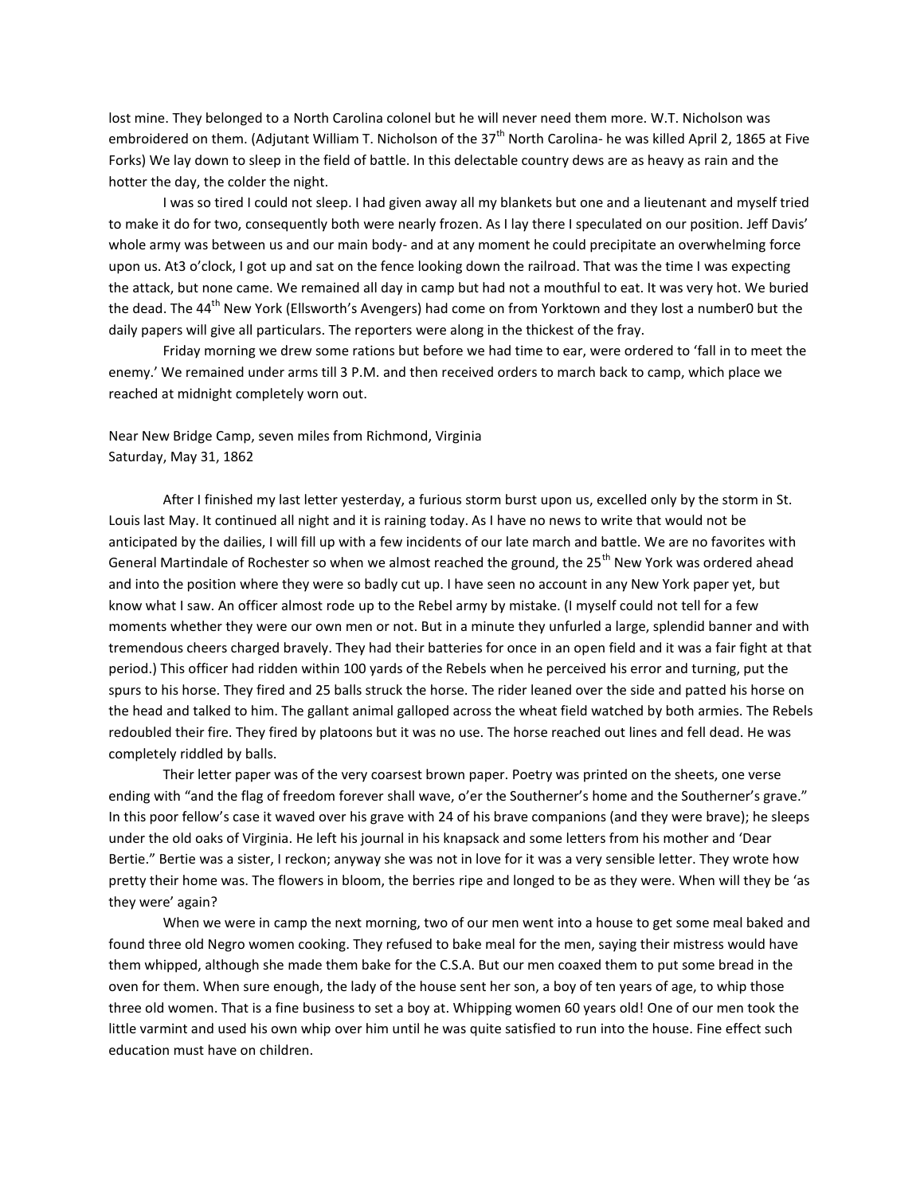lost mine. They belonged to a North Carolina colonel but he will never need them more. W.T. Nicholson was embroidered on them. (Adjutant William T. Nicholson of the 37th North Carolina- he was killed April 2, 1865 at Five Forks) We lay down to sleep in the field of battle. In this delectable country dews are as heavy as rain and the hotter the day, the colder the night.

I was so tired I could not sleep. I had given away all my blankets but one and a lieutenant and myself tried to make it do for two, consequently both were nearly frozen. As I lay there I speculated on our position. Jeff Davis' whole army was between us and our main body- and at any moment he could precipitate an overwhelming force upon us. At3 o'clock, I got up and sat on the fence looking down the railroad. That was the time I was expecting the attack, but none came. We remained all day in camp but had not a mouthful to eat. It was very hot. We buried the dead. The 44th New York (Ellsworth's Avengers) had come on from Yorktown and they lost a number0 but the daily papers will give all particulars. The reporters were along in the thickest of the fray.

Friday morning we drew some rations but before we had time to ear, were ordered to 'fall in to meet the enemy.' We remained under arms till 3 P.M. and then received orders to march back to camp, which place we reached at midnight completely worn out.

Near New Bridge Camp, seven miles from Richmond, Virginia
Saturday, May 31, 1862

After I finished my last letter yesterday, a furious storm burst upon us, excelled only by the storm in St. Louis last May. It continued all night and it is raining today. As I have no news to write that would not be anticipated by the dailies, I will fill up with a few incidents of our late march and battle. We are no favorites with General Martindale of Rochester so when we almost reached the ground, the 25th New York was ordered ahead and into the position where they were so badly cut up. I have seen no account in any New York paper yet, but know what I saw. An officer almost rode up to the Rebel army by mistake. (I myself could not tell for a few moments whether they were our own men or not. But in a minute they unfurled a large, splendid banner and with tremendous cheers charged bravely. They had their batteries for once in an open field and it was a fair fight at that period.) This officer had ridden within 100 yards of the Rebels when he perceived his error and turning, put the spurs to his horse. They fired and 25 balls struck the horse. The rider leaned over the side and patted his horse on the head and talked to him. The gallant animal galloped across the wheat field watched by both armies. The Rebels redoubled their fire. They fired by platoons but it was no use. The horse reached out lines and fell dead. He was completely riddled by balls.

Their letter paper was of the very coarsest brown paper. Poetry was printed on the sheets, one verse ending with "and the flag of freedom forever shall wave, o'er the Southerner's home and the Southerner's grave." In this poor fellow's case it waved over his grave with 24 of his brave companions (and they were brave); he sleeps under the old oaks of Virginia. He left his journal in his knapsack and some letters from his mother and 'Dear Bertie." Bertie was a sister, I reckon; anyway she was not in love for it was a very sensible letter. They wrote how pretty their home was. The flowers in bloom, the berries ripe and longed to be as they were. When will they be 'as they were' again?

When we were in camp the next morning, two of our men went into a house to get some meal baked and found three old Negro women cooking. They refused to bake meal for the men, saying their mistress would have them whipped, although she made them bake for the C.S.A. But our men coaxed them to put some bread in the oven for them. When sure enough, the lady of the house sent her son, a boy of ten years of age, to whip those three old women. That is a fine business to set a boy at. Whipping women 60 years old! One of our men took the little varmint and used his own whip over him until he was quite satisfied to run into the house. Fine effect such education must have on children.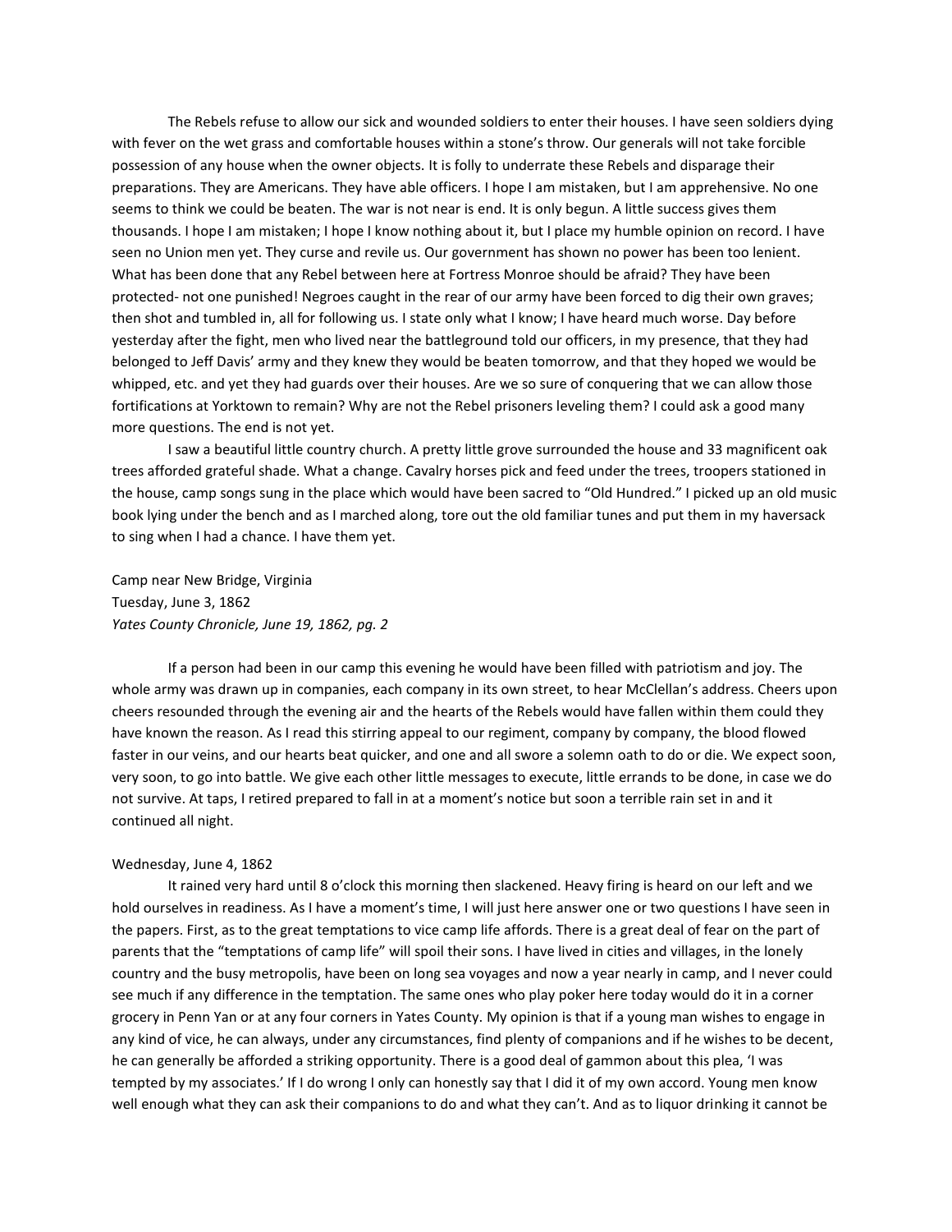The Rebels refuse to allow our sick and wounded soldiers to enter their houses. I have seen soldiers dying with fever on the wet grass and comfortable houses within a stone's throw. Our generals will not take forcible possession of any house when the owner objects. It is folly to underrate these Rebels and disparage their preparations. They are Americans. They have able officers. I hope I am mistaken, but I am apprehensive. No one seems to think we could be beaten. The war is not near is end. It is only begun. A little success gives them thousands. I hope I am mistaken; I hope I know nothing about it, but I place my humble opinion on record. I have seen no Union men yet. They curse and revile us. Our government has shown no power has been too lenient. What has been done that any Rebel between here at Fortress Monroe should be afraid? They have been protected- not one punished! Negroes caught in the rear of our army have been forced to dig their own graves; then shot and tumbled in, all for following us. I state only what I know; I have heard much worse. Day before yesterday after the fight, men who lived near the battleground told our officers, in my presence, that they had belonged to Jeff Davis' army and they knew they would be beaten tomorrow, and that they hoped we would be whipped, etc. and yet they had guards over their houses. Are we so sure of conquering that we can allow those fortifications at Yorktown to remain? Why are not the Rebel prisoners leveling them? I could ask a good many more questions. The end is not yet.

I saw a beautiful little country church. A pretty little grove surrounded the house and 33 magnificent oak trees afforded grateful shade. What a change. Cavalry horses pick and feed under the trees, troopers stationed in the house, camp songs sung in the place which would have been sacred to "Old Hundred." I picked up an old music book lying under the bench and as I marched along, tore out the old familiar tunes and put them in my haversack to sing when I had a chance. I have them yet.

Camp near New Bridge, Virginia
Tuesday, June 3, 1862
*Yates County Chronicle, June 19, 1862, pg. 2*

If a person had been in our camp this evening he would have been filled with patriotism and joy. The whole army was drawn up in companies, each company in its own street, to hear McClellan's address. Cheers upon cheers resounded through the evening air and the hearts of the Rebels would have fallen within them could they have known the reason. As I read this stirring appeal to our regiment, company by company, the blood flowed faster in our veins, and our hearts beat quicker, and one and all swore a solemn oath to do or die. We expect soon, very soon, to go into battle. We give each other little messages to execute, little errands to be done, in case we do not survive. At taps, I retired prepared to fall in at a moment's notice but soon a terrible rain set in and it continued all night.

Wednesday, June 4, 1862

It rained very hard until 8 o'clock this morning then slackened. Heavy firing is heard on our left and we hold ourselves in readiness. As I have a moment's time, I will just here answer one or two questions I have seen in the papers. First, as to the great temptations to vice camp life affords. There is a great deal of fear on the part of parents that the "temptations of camp life" will spoil their sons. I have lived in cities and villages, in the lonely country and the busy metropolis, have been on long sea voyages and now a year nearly in camp, and I never could see much if any difference in the temptation. The same ones who play poker here today would do it in a corner grocery in Penn Yan or at any four corners in Yates County. My opinion is that if a young man wishes to engage in any kind of vice, he can always, under any circumstances, find plenty of companions and if he wishes to be decent, he can generally be afforded a striking opportunity. There is a good deal of gammon about this plea, 'I was tempted by my associates.' If I do wrong I only can honestly say that I did it of my own accord. Young men know well enough what they can ask their companions to do and what they can't. And as to liquor drinking it cannot be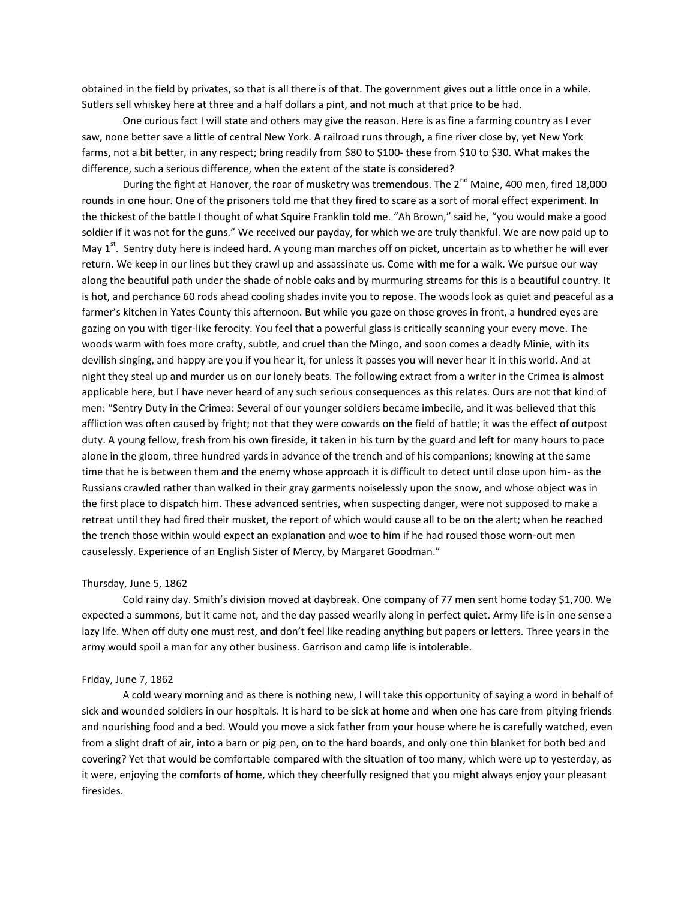obtained in the field by privates, so that is all there is of that. The government gives out a little once in a while. Sutlers sell whiskey here at three and a half dollars a pint, and not much at that price to be had.

One curious fact I will state and others may give the reason. Here is as fine a farming country as I ever saw, none better save a little of central New York. A railroad runs through, a fine river close by, yet New York farms, not a bit better, in any respect; bring readily from \$80 to \$100- these from \$10 to \$30. What makes the difference, such a serious difference, when the extent of the state is considered?

During the fight at Hanover, the roar of musketry was tremendous. The 2nd Maine, 400 men, fired 18,000 rounds in one hour. One of the prisoners told me that they fired to scare as a sort of moral effect experiment. In the thickest of the battle I thought of what Squire Franklin told me. "Ah Brown," said he, "you would make a good soldier if it was not for the guns." We received our payday, for which we are truly thankful. We are now paid up to May 1st. Sentry duty here is indeed hard. A young man marches off on picket, uncertain as to whether he will ever return. We keep in our lines but they crawl up and assassinate us. Come with me for a walk. We pursue our way along the beautiful path under the shade of noble oaks and by murmuring streams for this is a beautiful country. It is hot, and perchance 60 rods ahead cooling shades invite you to repose. The woods look as quiet and peaceful as a farmer's kitchen in Yates County this afternoon. But while you gaze on those groves in front, a hundred eyes are gazing on you with tiger-like ferocity. You feel that a powerful glass is critically scanning your every move. The woods warm with foes more crafty, subtle, and cruel than the Mingo, and soon comes a deadly Minie, with its devilish singing, and happy are you if you hear it, for unless it passes you will never hear it in this world. And at night they steal up and murder us on our lonely beats. The following extract from a writer in the Crimea is almost applicable here, but I have never heard of any such serious consequences as this relates. Ours are not that kind of men: "Sentry Duty in the Crimea: Several of our younger soldiers became imbecile, and it was believed that this affliction was often caused by fright; not that they were cowards on the field of battle; it was the effect of outpost duty. A young fellow, fresh from his own fireside, it taken in his turn by the guard and left for many hours to pace alone in the gloom, three hundred yards in advance of the trench and of his companions; knowing at the same time that he is between them and the enemy whose approach it is difficult to detect until close upon him- as the Russians crawled rather than walked in their gray garments noiselessly upon the snow, and whose object was in the first place to dispatch him. These advanced sentries, when suspecting danger, were not supposed to make a retreat until they had fired their musket, the report of which would cause all to be on the alert; when he reached the trench those within would expect an explanation and woe to him if he had roused those worn-out men causelessly. Experience of an English Sister of Mercy, by Margaret Goodman."

Thursday, June 5, 1862

Cold rainy day. Smith's division moved at daybreak. One company of 77 men sent home today \$1,700. We expected a summons, but it came not, and the day passed wearily along in perfect quiet. Army life is in one sense a lazy life. When off duty one must rest, and don't feel like reading anything but papers or letters. Three years in the army would spoil a man for any other business. Garrison and camp life is intolerable.

Friday, June 7, 1862

A cold weary morning and as there is nothing new, I will take this opportunity of saying a word in behalf of sick and wounded soldiers in our hospitals. It is hard to be sick at home and when one has care from pitying friends and nourishing food and a bed. Would you move a sick father from your house where he is carefully watched, even from a slight draft of air, into a barn or pig pen, on to the hard boards, and only one thin blanket for both bed and covering? Yet that would be comfortable compared with the situation of too many, which were up to yesterday, as it were, enjoying the comforts of home, which they cheerfully resigned that you might always enjoy your pleasant firesides.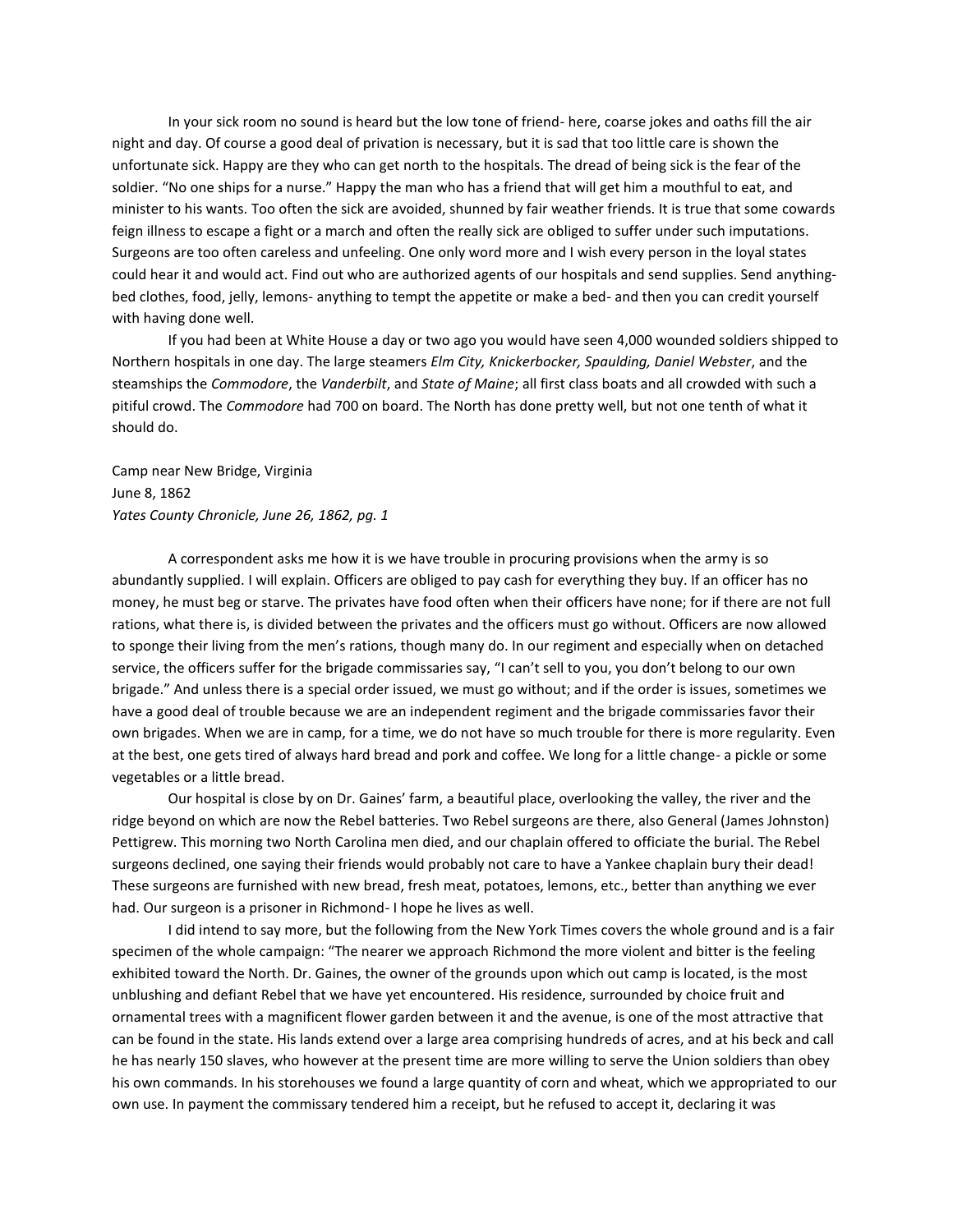In your sick room no sound is heard but the low tone of friend- here, coarse jokes and oaths fill the air night and day. Of course a good deal of privation is necessary, but it is sad that too little care is shown the unfortunate sick. Happy are they who can get north to the hospitals. The dread of being sick is the fear of the soldier. "No one ships for a nurse." Happy the man who has a friend that will get him a mouthful to eat, and minister to his wants. Too often the sick are avoided, shunned by fair weather friends. It is true that some cowards feign illness to escape a fight or a march and often the really sick are obliged to suffer under such imputations. Surgeons are too often careless and unfeeling. One only word more and I wish every person in the loyal states could hear it and would act. Find out who are authorized agents of our hospitals and send supplies. Send anything- bed clothes, food, jelly, lemons- anything to tempt the appetite or make a bed- and then you can credit yourself with having done well.

If you had been at White House a day or two ago you would have seen 4,000 wounded soldiers shipped to Northern hospitals in one day. The large steamers *Elm City, Knickerbocker, Spaulding, Daniel Webster*, and the steamships the *Commodore*, the *Vanderbilt*, and *State of Maine*; all first class boats and all crowded with such a pitiful crowd. The *Commodore* had 700 on board. The North has done pretty well, but not one tenth of what it should do.

Camp near New Bridge, Virginia
June 8, 1862
*Yates County Chronicle, June 26, 1862, pg. 1*

A correspondent asks me how it is we have trouble in procuring provisions when the army is so abundantly supplied. I will explain. Officers are obliged to pay cash for everything they buy. If an officer has no money, he must beg or starve. The privates have food often when their officers have none; for if there are not full rations, what there is, is divided between the privates and the officers must go without. Officers are now allowed to sponge their living from the men's rations, though many do. In our regiment and especially when on detached service, the officers suffer for the brigade commissaries say, "I can't sell to you, you don't belong to our own brigade." And unless there is a special order issued, we must go without; and if the order is issues, sometimes we have a good deal of trouble because we are an independent regiment and the brigade commissaries favor their own brigades. When we are in camp, for a time, we do not have so much trouble for there is more regularity. Even at the best, one gets tired of always hard bread and pork and coffee. We long for a little change- a pickle or some vegetables or a little bread.

Our hospital is close by on Dr. Gaines' farm, a beautiful place, overlooking the valley, the river and the ridge beyond on which are now the Rebel batteries. Two Rebel surgeons are there, also General (James Johnston) Pettigrew. This morning two North Carolina men died, and our chaplain offered to officiate the burial. The Rebel surgeons declined, one saying their friends would probably not care to have a Yankee chaplain bury their dead! These surgeons are furnished with new bread, fresh meat, potatoes, lemons, etc., better than anything we ever had. Our surgeon is a prisoner in Richmond- I hope he lives as well.

I did intend to say more, but the following from the New York Times covers the whole ground and is a fair specimen of the whole campaign: "The nearer we approach Richmond the more violent and bitter is the feeling exhibited toward the North. Dr. Gaines, the owner of the grounds upon which out camp is located, is the most unblushing and defiant Rebel that we have yet encountered. His residence, surrounded by choice fruit and ornamental trees with a magnificent flower garden between it and the avenue, is one of the most attractive that can be found in the state. His lands extend over a large area comprising hundreds of acres, and at his beck and call he has nearly 150 slaves, who however at the present time are more willing to serve the Union soldiers than obey his own commands. In his storehouses we found a large quantity of corn and wheat, which we appropriated to our own use. In payment the commissary tendered him a receipt, but he refused to accept it, declaring it was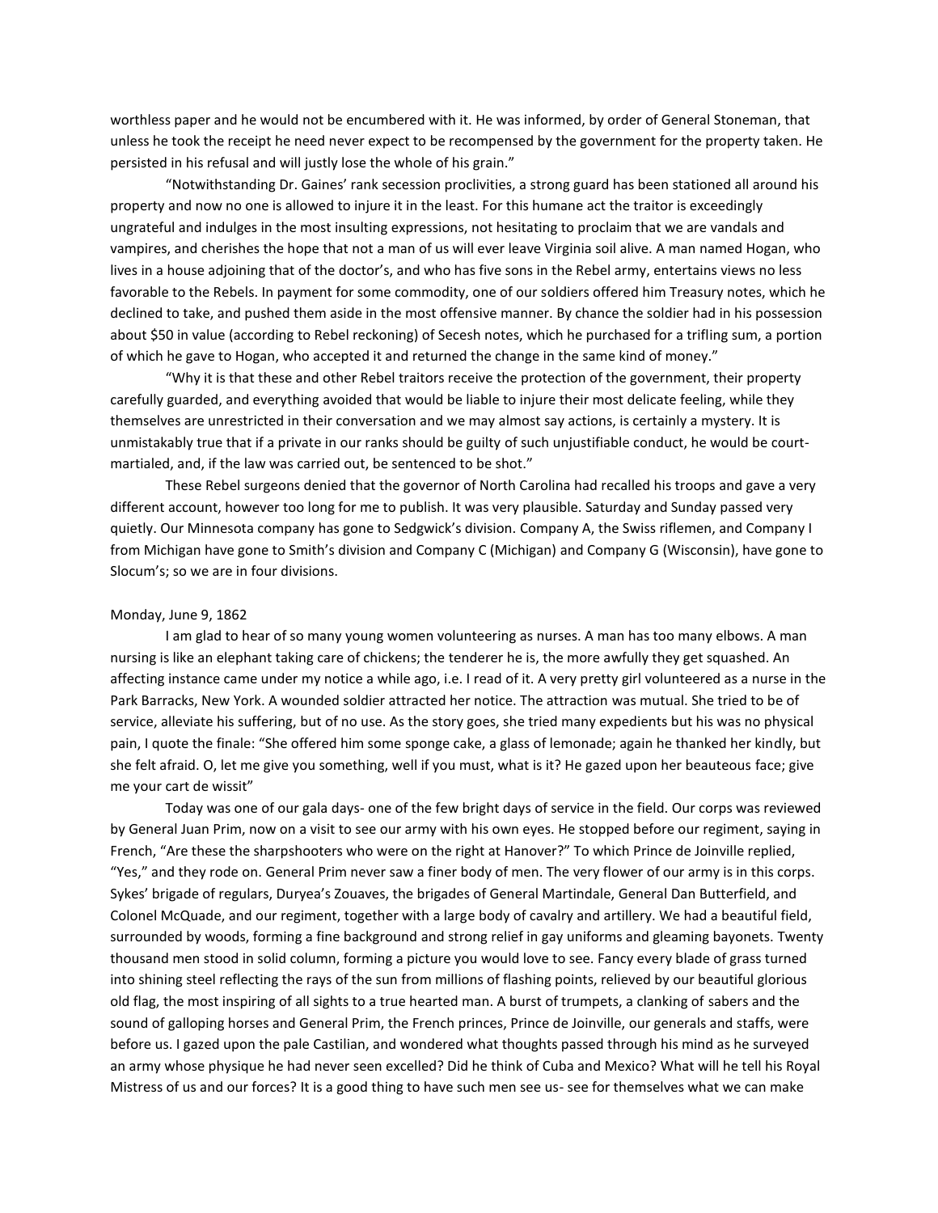worthless paper and he would not be encumbered with it. He was informed, by order of General Stoneman, that unless he took the receipt he need never expect to be recompensed by the government for the property taken. He persisted in his refusal and will justly lose the whole of his grain."

"Notwithstanding Dr. Gaines' rank secession proclivities, a strong guard has been stationed all around his property and now no one is allowed to injure it in the least. For this humane act the traitor is exceedingly ungrateful and indulges in the most insulting expressions, not hesitating to proclaim that we are vandals and vampires, and cherishes the hope that not a man of us will ever leave Virginia soil alive. A man named Hogan, who lives in a house adjoining that of the doctor's, and who has five sons in the Rebel army, entertains views no less favorable to the Rebels. In payment for some commodity, one of our soldiers offered him Treasury notes, which he declined to take, and pushed them aside in the most offensive manner. By chance the soldier had in his possession about $50 in value (according to Rebel reckoning) of Secesh notes, which he purchased for a trifling sum, a portion of which he gave to Hogan, who accepted it and returned the change in the same kind of money."

"Why it is that these and other Rebel traitors receive the protection of the government, their property carefully guarded, and everything avoided that would be liable to injure their most delicate feeling, while they themselves are unrestricted in their conversation and we may almost say actions, is certainly a mystery. It is unmistakably true that if a private in our ranks should be guilty of such unjustifiable conduct, he would be court-martialed, and, if the law was carried out, be sentenced to be shot."

These Rebel surgeons denied that the governor of North Carolina had recalled his troops and gave a very different account, however too long for me to publish. It was very plausible. Saturday and Sunday passed very quietly. Our Minnesota company has gone to Sedgwick's division. Company A, the Swiss riflemen, and Company I from Michigan have gone to Smith's division and Company C (Michigan) and Company G (Wisconsin), have gone to Slocum's; so we are in four divisions.

Monday, June 9, 1862

I am glad to hear of so many young women volunteering as nurses. A man has too many elbows. A man nursing is like an elephant taking care of chickens; the tenderer he is, the more awfully they get squashed. An affecting instance came under my notice a while ago, i.e. I read of it. A very pretty girl volunteered as a nurse in the Park Barracks, New York. A wounded soldier attracted her notice. The attraction was mutual. She tried to be of service, alleviate his suffering, but of no use. As the story goes, she tried many expedients but his was no physical pain, I quote the finale: "She offered him some sponge cake, a glass of lemonade; again he thanked her kindly, but she felt afraid. O, let me give you something, well if you must, what is it? He gazed upon her beauteous face; give me your cart de wissit"

Today was one of our gala days- one of the few bright days of service in the field. Our corps was reviewed by General Juan Prim, now on a visit to see our army with his own eyes. He stopped before our regiment, saying in French, "Are these the sharpshooters who were on the right at Hanover?" To which Prince de Joinville replied, "Yes," and they rode on. General Prim never saw a finer body of men. The very flower of our army is in this corps. Sykes' brigade of regulars, Duryea's Zouaves, the brigades of General Martindale, General Dan Butterfield, and Colonel McQuade, and our regiment, together with a large body of cavalry and artillery. We had a beautiful field, surrounded by woods, forming a fine background and strong relief in gay uniforms and gleaming bayonets. Twenty thousand men stood in solid column, forming a picture you would love to see. Fancy every blade of grass turned into shining steel reflecting the rays of the sun from millions of flashing points, relieved by our beautiful glorious old flag, the most inspiring of all sights to a true hearted man. A burst of trumpets, a clanking of sabers and the sound of galloping horses and General Prim, the French princes, Prince de Joinville, our generals and staffs, were before us. I gazed upon the pale Castilian, and wondered what thoughts passed through his mind as he surveyed an army whose physique he had never seen excelled? Did he think of Cuba and Mexico? What will he tell his Royal Mistress of us and our forces? It is a good thing to have such men see us- see for themselves what we can make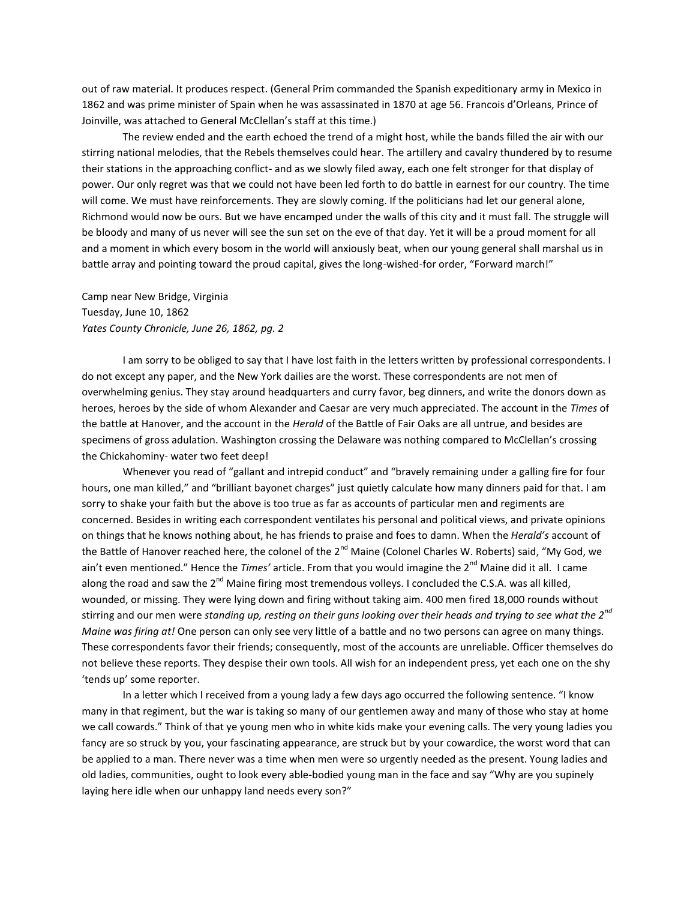out of raw material. It produces respect. (General Prim commanded the Spanish expeditionary army in Mexico in 1862 and was prime minister of Spain when he was assassinated in 1870 at age 56. Francois d'Orleans, Prince of Joinville, was attached to General McClellan's staff at this time.)

The review ended and the earth echoed the trend of a might host, while the bands filled the air with our stirring national melodies, that the Rebels themselves could hear. The artillery and cavalry thundered by to resume their stations in the approaching conflict- and as we slowly filed away, each one felt stronger for that display of power. Our only regret was that we could not have been led forth to do battle in earnest for our country. The time will come. We must have reinforcements. They are slowly coming. If the politicians had let our general alone, Richmond would now be ours. But we have encamped under the walls of this city and it must fall. The struggle will be bloody and many of us never will see the sun set on the eve of that day. Yet it will be a proud moment for all and a moment in which every bosom in the world will anxiously beat, when our young general shall marshal us in battle array and pointing toward the proud capital, gives the long-wished-for order, "Forward march!"

Camp near New Bridge, Virginia
Tuesday, June 10, 1862
*Yates County Chronicle, June 26, 1862, pg. 2*

I am sorry to be obliged to say that I have lost faith in the letters written by professional correspondents. I do not except any paper, and the New York dailies are the worst. These correspondents are not men of overwhelming genius. They stay around headquarters and curry favor, beg dinners, and write the donors down as heroes, heroes by the side of whom Alexander and Caesar are very much appreciated. The account in the *Times* of the battle at Hanover, and the account in the *Herald* of the Battle of Fair Oaks are all untrue, and besides are specimens of gross adulation. Washington crossing the Delaware was nothing compared to McClellan's crossing the Chickahominy- water two feet deep!

Whenever you read of "gallant and intrepid conduct" and "bravely remaining under a galling fire for four hours, one man killed," and "brilliant bayonet charges" just quietly calculate how many dinners paid for that. I am sorry to shake your faith but the above is too true as far as accounts of particular men and regiments are concerned. Besides in writing each correspondent ventilates his personal and political views, and private opinions on things that he knows nothing about, he has friends to praise and foes to damn. When the *Herald's* account of the Battle of Hanover reached here, the colonel of the 2nd Maine (Colonel Charles W. Roberts) said, "My God, we ain't even mentioned." Hence the *Times'* article. From that you would imagine the 2nd Maine did it all. I came along the road and saw the 2nd Maine firing most tremendous volleys. I concluded the C.S.A. was all killed, wounded, or missing. They were lying down and firing without taking aim. 400 men fired 18,000 rounds without stirring and our men were *standing up, resting on their guns looking over their heads and trying to see what the 2nd Maine was firing at!* One person can only see very little of a battle and no two persons can agree on many things. These correspondents favor their friends; consequently, most of the accounts are unreliable. Officer themselves do not believe these reports. They despise their own tools. All wish for an independent press, yet each one on the shy 'tends up' some reporter.

In a letter which I received from a young lady a few days ago occurred the following sentence. "I know many in that regiment, but the war is taking so many of our gentlemen away and many of those who stay at home we call cowards." Think of that ye young men who in white kids make your evening calls. The very young ladies you fancy are so struck by you, your fascinating appearance, are struck but by your cowardice, the worst word that can be applied to a man. There never was a time when men were so urgently needed as the present. Young ladies and old ladies, communities, ought to look every able-bodied young man in the face and say "Why are you supinely laying here idle when our unhappy land needs every son?"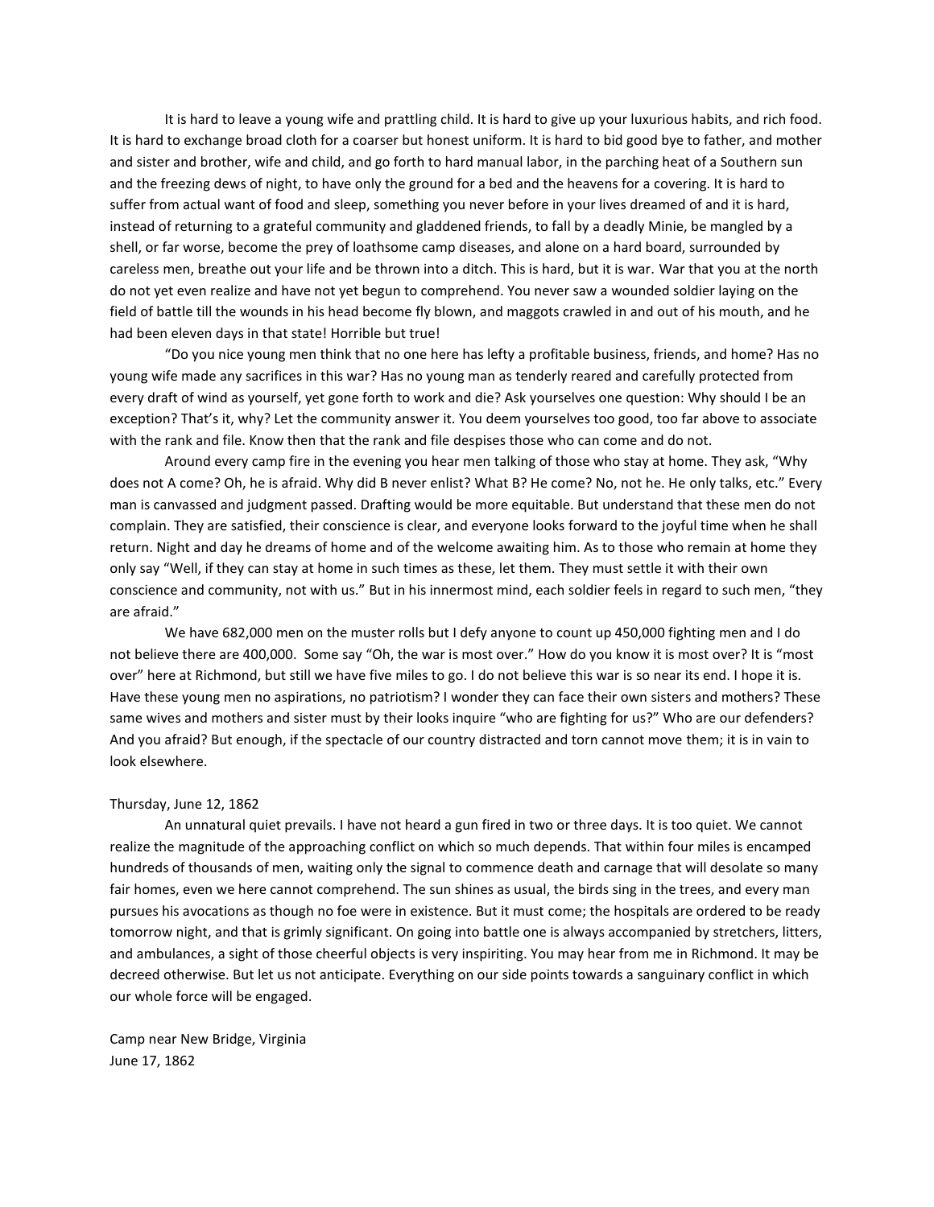It is hard to leave a young wife and prattling child. It is hard to give up your luxurious habits, and rich food. It is hard to exchange broad cloth for a coarser but honest uniform. It is hard to bid good bye to father, and mother and sister and brother, wife and child, and go forth to hard manual labor, in the parching heat of a Southern sun and the freezing dews of night, to have only the ground for a bed and the heavens for a covering. It is hard to suffer from actual want of food and sleep, something you never before in your lives dreamed of and it is hard, instead of returning to a grateful community and gladdened friends, to fall by a deadly Minie, be mangled by a shell, or far worse, become the prey of loathsome camp diseases, and alone on a hard board, surrounded by careless men, breathe out your life and be thrown into a ditch. This is hard, but it is war. War that you at the north do not yet even realize and have not yet begun to comprehend. You never saw a wounded soldier laying on the field of battle till the wounds in his head become fly blown, and maggots crawled in and out of his mouth, and he had been eleven days in that state! Horrible but true!

"Do you nice young men think that no one here has lefty a profitable business, friends, and home? Has no young wife made any sacrifices in this war? Has no young man as tenderly reared and carefully protected from every draft of wind as yourself, yet gone forth to work and die? Ask yourselves one question: Why should I be an exception? That's it, why? Let the community answer it. You deem yourselves too good, too far above to associate with the rank and file. Know then that the rank and file despises those who can come and do not.

Around every camp fire in the evening you hear men talking of those who stay at home. They ask, "Why does not A come? Oh, he is afraid. Why did B never enlist? What B? He come? No, not he. He only talks, etc." Every man is canvassed and judgment passed. Drafting would be more equitable. But understand that these men do not complain. They are satisfied, their conscience is clear, and everyone looks forward to the joyful time when he shall return. Night and day he dreams of home and of the welcome awaiting him. As to those who remain at home they only say "Well, if they can stay at home in such times as these, let them. They must settle it with their own conscience and community, not with us." But in his innermost mind, each soldier feels in regard to such men, "they are afraid."

We have 682,000 men on the muster rolls but I defy anyone to count up 450,000 fighting men and I do not believe there are 400,000. Some say "Oh, the war is most over." How do you know it is most over? It is "most over" here at Richmond, but still we have five miles to go. I do not believe this war is so near its end. I hope it is. Have these young men no aspirations, no patriotism? I wonder they can face their own sisters and mothers? These same wives and mothers and sister must by their looks inquire "who are fighting for us?" Who are our defenders? And you afraid? But enough, if the spectacle of our country distracted and torn cannot move them; it is in vain to look elsewhere.

Thursday, June 12, 1862

An unnatural quiet prevails. I have not heard a gun fired in two or three days. It is too quiet. We cannot realize the magnitude of the approaching conflict on which so much depends. That within four miles is encamped hundreds of thousands of men, waiting only the signal to commence death and carnage that will desolate so many fair homes, even we here cannot comprehend. The sun shines as usual, the birds sing in the trees, and every man pursues his avocations as though no foe were in existence. But it must come; the hospitals are ordered to be ready tomorrow night, and that is grimly significant. On going into battle one is always accompanied by stretchers, litters, and ambulances, a sight of those cheerful objects is very inspiriting. You may hear from me in Richmond. It may be decreed otherwise. But let us not anticipate. Everything on our side points towards a sanguinary conflict in which our whole force will be engaged.

Camp near New Bridge, Virginia
June 17, 1862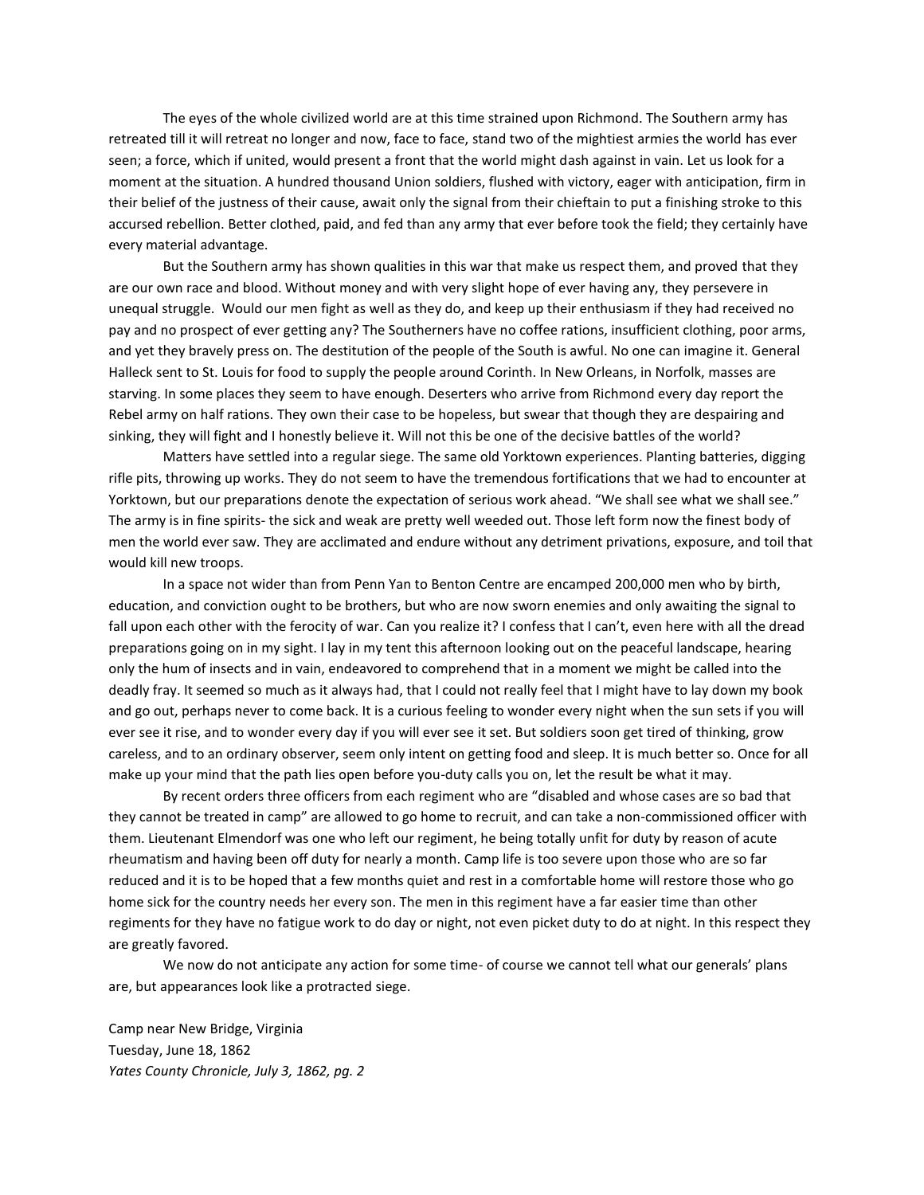The eyes of the whole civilized world are at this time strained upon Richmond. The Southern army has retreated till it will retreat no longer and now, face to face, stand two of the mightiest armies the world has ever seen; a force, which if united, would present a front that the world might dash against in vain. Let us look for a moment at the situation. A hundred thousand Union soldiers, flushed with victory, eager with anticipation, firm in their belief of the justness of their cause, await only the signal from their chieftain to put a finishing stroke to this accursed rebellion. Better clothed, paid, and fed than any army that ever before took the field; they certainly have every material advantage.

But the Southern army has shown qualities in this war that make us respect them, and proved that they are our own race and blood. Without money and with very slight hope of ever having any, they persevere in unequal struggle. Would our men fight as well as they do, and keep up their enthusiasm if they had received no pay and no prospect of ever getting any? The Southerners have no coffee rations, insufficient clothing, poor arms, and yet they bravely press on. The destitution of the people of the South is awful. No one can imagine it. General Halleck sent to St. Louis for food to supply the people around Corinth. In New Orleans, in Norfolk, masses are starving. In some places they seem to have enough. Deserters who arrive from Richmond every day report the Rebel army on half rations. They own their case to be hopeless, but swear that though they are despairing and sinking, they will fight and I honestly believe it. Will not this be one of the decisive battles of the world?

Matters have settled into a regular siege. The same old Yorktown experiences. Planting batteries, digging rifle pits, throwing up works. They do not seem to have the tremendous fortifications that we had to encounter at Yorktown, but our preparations denote the expectation of serious work ahead. "We shall see what we shall see." The army is in fine spirits- the sick and weak are pretty well weeded out. Those left form now the finest body of men the world ever saw. They are acclimated and endure without any detriment privations, exposure, and toil that would kill new troops.

In a space not wider than from Penn Yan to Benton Centre are encamped 200,000 men who by birth, education, and conviction ought to be brothers, but who are now sworn enemies and only awaiting the signal to fall upon each other with the ferocity of war. Can you realize it? I confess that I can't, even here with all the dread preparations going on in my sight. I lay in my tent this afternoon looking out on the peaceful landscape, hearing only the hum of insects and in vain, endeavored to comprehend that in a moment we might be called into the deadly fray. It seemed so much as it always had, that I could not really feel that I might have to lay down my book and go out, perhaps never to come back. It is a curious feeling to wonder every night when the sun sets if you will ever see it rise, and to wonder every day if you will ever see it set. But soldiers soon get tired of thinking, grow careless, and to an ordinary observer, seem only intent on getting food and sleep. It is much better so. Once for all make up your mind that the path lies open before you-duty calls you on, let the result be what it may.

By recent orders three officers from each regiment who are "disabled and whose cases are so bad that they cannot be treated in camp" are allowed to go home to recruit, and can take a non-commissioned officer with them. Lieutenant Elmendorf was one who left our regiment, he being totally unfit for duty by reason of acute rheumatism and having been off duty for nearly a month. Camp life is too severe upon those who are so far reduced and it is to be hoped that a few months quiet and rest in a comfortable home will restore those who go home sick for the country needs her every son. The men in this regiment have a far easier time than other regiments for they have no fatigue work to do day or night, not even picket duty to do at night. In this respect they are greatly favored.

We now do not anticipate any action for some time- of course we cannot tell what our generals' plans are, but appearances look like a protracted siege.

Camp near New Bridge, Virginia
Tuesday, June 18, 1862
*Yates County Chronicle, July 3, 1862, pg. 2*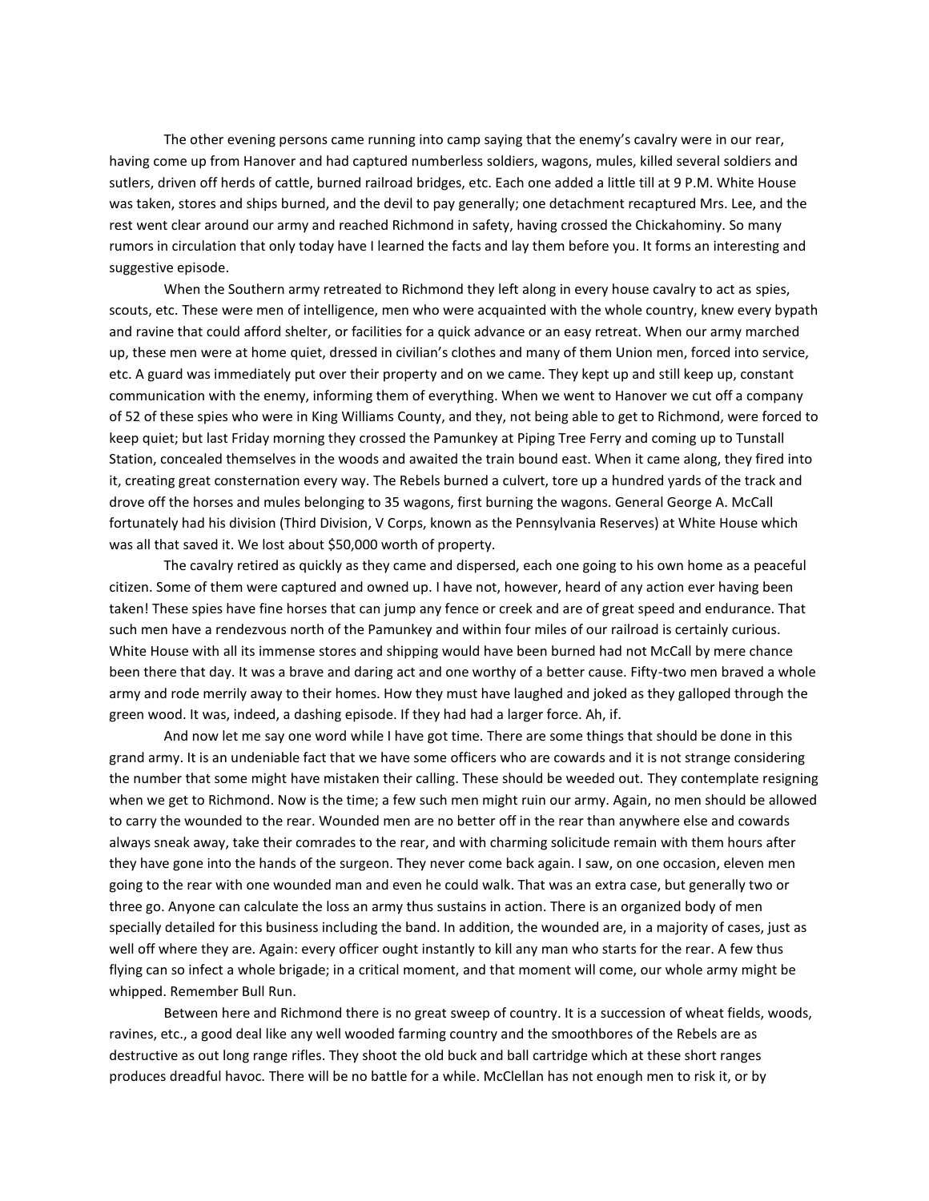The other evening persons came running into camp saying that the enemy's cavalry were in our rear, having come up from Hanover and had captured numberless soldiers, wagons, mules, killed several soldiers and sutlers, driven off herds of cattle, burned railroad bridges, etc. Each one added a little till at 9 P.M. White House was taken, stores and ships burned, and the devil to pay generally; one detachment recaptured Mrs. Lee, and the rest went clear around our army and reached Richmond in safety, having crossed the Chickahominy. So many rumors in circulation that only today have I learned the facts and lay them before you. It forms an interesting and suggestive episode.

When the Southern army retreated to Richmond they left along in every house cavalry to act as spies, scouts, etc. These were men of intelligence, men who were acquainted with the whole country, knew every bypath and ravine that could afford shelter, or facilities for a quick advance or an easy retreat. When our army marched up, these men were at home quiet, dressed in civilian's clothes and many of them Union men, forced into service, etc. A guard was immediately put over their property and on we came. They kept up and still keep up, constant communication with the enemy, informing them of everything. When we went to Hanover we cut off a company of 52 of these spies who were in King Williams County, and they, not being able to get to Richmond, were forced to keep quiet; but last Friday morning they crossed the Pamunkey at Piping Tree Ferry and coming up to Tunstall Station, concealed themselves in the woods and awaited the train bound east. When it came along, they fired into it, creating great consternation every way. The Rebels burned a culvert, tore up a hundred yards of the track and drove off the horses and mules belonging to 35 wagons, first burning the wagons. General George A. McCall fortunately had his division (Third Division, V Corps, known as the Pennsylvania Reserves) at White House which was all that saved it. We lost about $50,000 worth of property.

The cavalry retired as quickly as they came and dispersed, each one going to his own home as a peaceful citizen. Some of them were captured and owned up. I have not, however, heard of any action ever having been taken! These spies have fine horses that can jump any fence or creek and are of great speed and endurance. That such men have a rendezvous north of the Pamunkey and within four miles of our railroad is certainly curious. White House with all its immense stores and shipping would have been burned had not McCall by mere chance been there that day. It was a brave and daring act and one worthy of a better cause. Fifty-two men braved a whole army and rode merrily away to their homes. How they must have laughed and joked as they galloped through the green wood. It was, indeed, a dashing episode. If they had had a larger force. Ah, if.

And now let me say one word while I have got time. There are some things that should be done in this grand army. It is an undeniable fact that we have some officers who are cowards and it is not strange considering the number that some might have mistaken their calling. These should be weeded out. They contemplate resigning when we get to Richmond. Now is the time; a few such men might ruin our army. Again, no men should be allowed to carry the wounded to the rear. Wounded men are no better off in the rear than anywhere else and cowards always sneak away, take their comrades to the rear, and with charming solicitude remain with them hours after they have gone into the hands of the surgeon. They never come back again. I saw, on one occasion, eleven men going to the rear with one wounded man and even he could walk. That was an extra case, but generally two or three go. Anyone can calculate the loss an army thus sustains in action. There is an organized body of men specially detailed for this business including the band. In addition, the wounded are, in a majority of cases, just as well off where they are. Again: every officer ought instantly to kill any man who starts for the rear. A few thus flying can so infect a whole brigade; in a critical moment, and that moment will come, our whole army might be whipped. Remember Bull Run.

Between here and Richmond there is no great sweep of country. It is a succession of wheat fields, woods, ravines, etc., a good deal like any well wooded farming country and the smoothbores of the Rebels are as destructive as out long range rifles. They shoot the old buck and ball cartridge which at these short ranges produces dreadful havoc. There will be no battle for a while. McClellan has not enough men to risk it, or by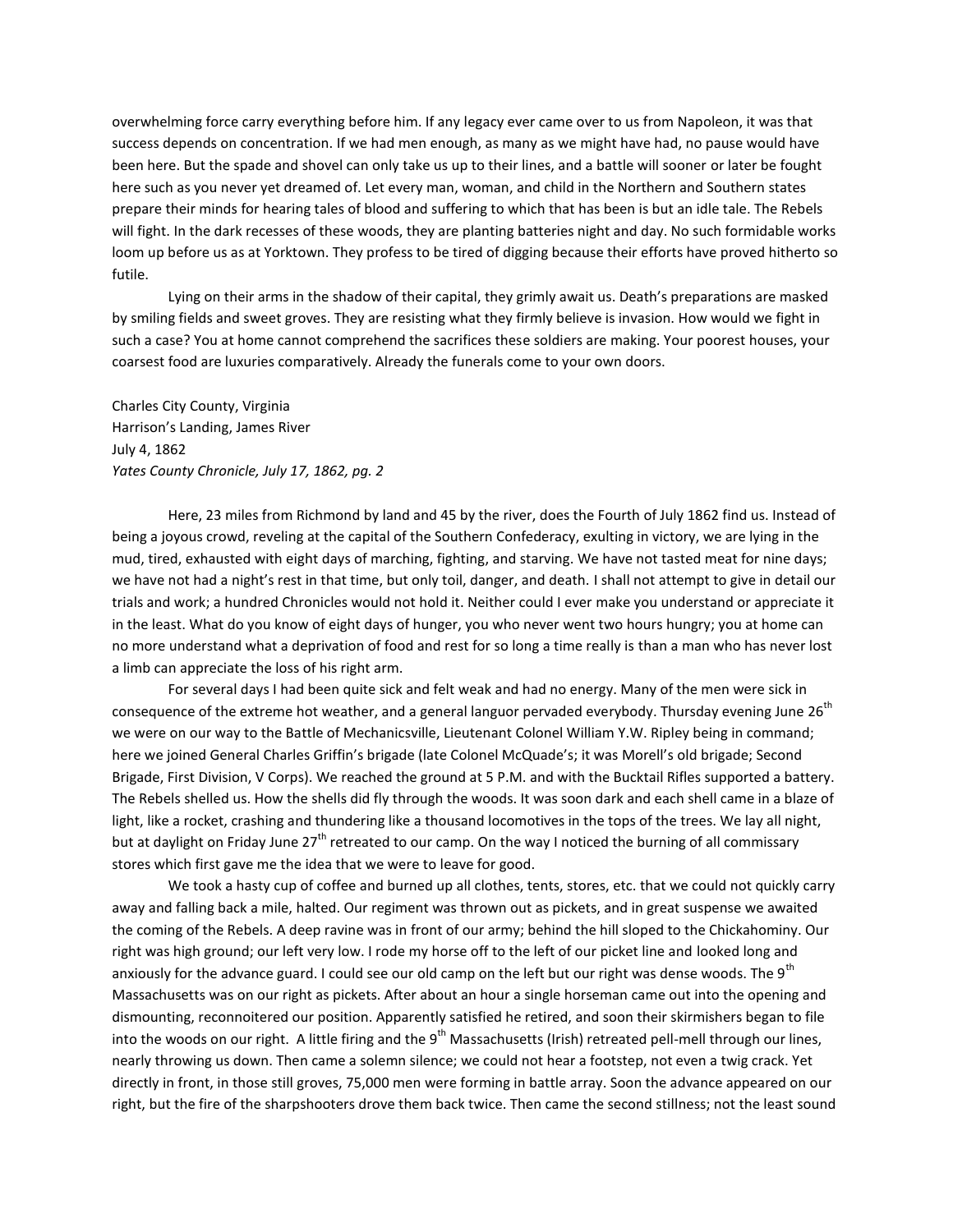overwhelming force carry everything before him. If any legacy ever came over to us from Napoleon, it was that success depends on concentration. If we had men enough, as many as we might have had, no pause would have been here. But the spade and shovel can only take us up to their lines, and a battle will sooner or later be fought here such as you never yet dreamed of. Let every man, woman, and child in the Northern and Southern states prepare their minds for hearing tales of blood and suffering to which that has been is but an idle tale. The Rebels will fight. In the dark recesses of these woods, they are planting batteries night and day. No such formidable works loom up before us as at Yorktown. They profess to be tired of digging because their efforts have proved hitherto so futile.

Lying on their arms in the shadow of their capital, they grimly await us. Death's preparations are masked by smiling fields and sweet groves. They are resisting what they firmly believe is invasion. How would we fight in such a case? You at home cannot comprehend the sacrifices these soldiers are making. Your poorest houses, your coarsest food are luxuries comparatively. Already the funerals come to your own doors.

Charles City County, Virginia
Harrison's Landing, James River
July 4, 1862
*Yates County Chronicle, July 17, 1862, pg. 2*

Here, 23 miles from Richmond by land and 45 by the river, does the Fourth of July 1862 find us. Instead of being a joyous crowd, reveling at the capital of the Southern Confederacy, exulting in victory, we are lying in the mud, tired, exhausted with eight days of marching, fighting, and starving. We have not tasted meat for nine days; we have not had a night's rest in that time, but only toil, danger, and death. I shall not attempt to give in detail our trials and work; a hundred Chronicles would not hold it. Neither could I ever make you understand or appreciate it in the least. What do you know of eight days of hunger, you who never went two hours hungry; you at home can no more understand what a deprivation of food and rest for so long a time really is than a man who has never lost a limb can appreciate the loss of his right arm.

For several days I had been quite sick and felt weak and had no energy. Many of the men were sick in consequence of the extreme hot weather, and a general languor pervaded everybody. Thursday evening June 26th we were on our way to the Battle of Mechanicsville, Lieutenant Colonel William Y.W. Ripley being in command; here we joined General Charles Griffin's brigade (late Colonel McQuade's; it was Morell's old brigade; Second Brigade, First Division, V Corps). We reached the ground at 5 P.M. and with the Bucktail Rifles supported a battery. The Rebels shelled us. How the shells did fly through the woods. It was soon dark and each shell came in a blaze of light, like a rocket, crashing and thundering like a thousand locomotives in the tops of the trees. We lay all night, but at daylight on Friday June 27th retreated to our camp. On the way I noticed the burning of all commissary stores which first gave me the idea that we were to leave for good.

We took a hasty cup of coffee and burned up all clothes, tents, stores, etc. that we could not quickly carry away and falling back a mile, halted. Our regiment was thrown out as pickets, and in great suspense we awaited the coming of the Rebels. A deep ravine was in front of our army; behind the hill sloped to the Chickahominy. Our right was high ground; our left very low. I rode my horse off to the left of our picket line and looked long and anxiously for the advance guard. I could see our old camp on the left but our right was dense woods. The 9th Massachusetts was on our right as pickets. After about an hour a single horseman came out into the opening and dismounting, reconnoitered our position. Apparently satisfied he retired, and soon their skirmishers began to file into the woods on our right. A little firing and the 9th Massachusetts (Irish) retreated pell-mell through our lines, nearly throwing us down. Then came a solemn silence; we could not hear a footstep, not even a twig crack. Yet directly in front, in those still groves, 75,000 men were forming in battle array. Soon the advance appeared on our right, but the fire of the sharpshooters drove them back twice. Then came the second stillness; not the least sound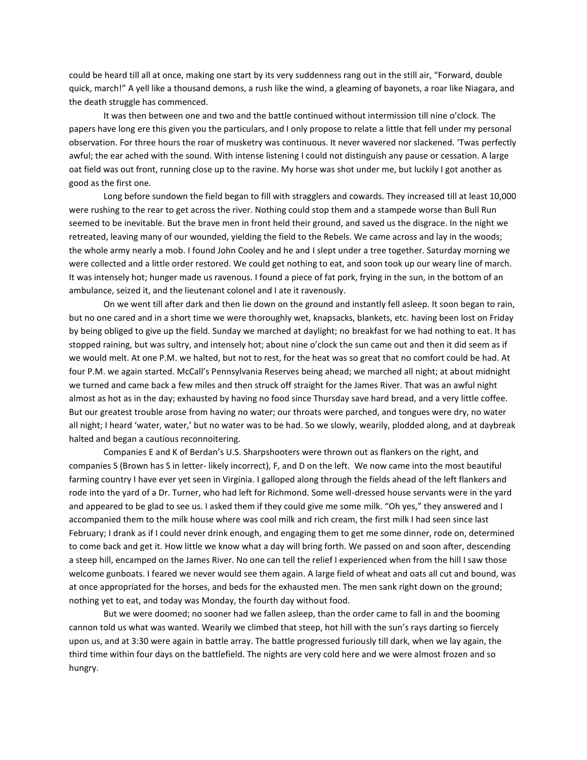could be heard till all at once, making one start by its very suddenness rang out in the still air, "Forward, double quick, march!" A yell like a thousand demons, a rush like the wind, a gleaming of bayonets, a roar like Niagara, and the death struggle has commenced.

It was then between one and two and the battle continued without intermission till nine o'clock. The papers have long ere this given you the particulars, and I only propose to relate a little that fell under my personal observation. For three hours the roar of musketry was continuous. It never wavered nor slackened. 'Twas perfectly awful; the ear ached with the sound. With intense listening I could not distinguish any pause or cessation. A large oat field was out front, running close up to the ravine. My horse was shot under me, but luckily I got another as good as the first one.

Long before sundown the field began to fill with stragglers and cowards. They increased till at least 10,000 were rushing to the rear to get across the river. Nothing could stop them and a stampede worse than Bull Run seemed to be inevitable. But the brave men in front held their ground, and saved us the disgrace. In the night we retreated, leaving many of our wounded, yielding the field to the Rebels. We came across and lay in the woods; the whole army nearly a mob. I found John Cooley and he and I slept under a tree together. Saturday morning we were collected and a little order restored. We could get nothing to eat, and soon took up our weary line of march. It was intensely hot; hunger made us ravenous. I found a piece of fat pork, frying in the sun, in the bottom of an ambulance, seized it, and the lieutenant colonel and I ate it ravenously.

On we went till after dark and then lie down on the ground and instantly fell asleep. It soon began to rain, but no one cared and in a short time we were thoroughly wet, knapsacks, blankets, etc. having been lost on Friday by being obliged to give up the field. Sunday we marched at daylight; no breakfast for we had nothing to eat. It has stopped raining, but was sultry, and intensely hot; about nine o'clock the sun came out and then it did seem as if we would melt. At one P.M. we halted, but not to rest, for the heat was so great that no comfort could be had. At four P.M. we again started. McCall's Pennsylvania Reserves being ahead; we marched all night; at about midnight we turned and came back a few miles and then struck off straight for the James River. That was an awful night almost as hot as in the day; exhausted by having no food since Thursday save hard bread, and a very little coffee. But our greatest trouble arose from having no water; our throats were parched, and tongues were dry, no water all night; I heard 'water, water,' but no water was to be had. So we slowly, wearily, plodded along, and at daybreak halted and began a cautious reconnoitering.

Companies E and K of Berdan's U.S. Sharpshooters were thrown out as flankers on the right, and companies S (Brown has S in letter- likely incorrect), F, and D on the left. We now came into the most beautiful farming country I have ever yet seen in Virginia. I galloped along through the fields ahead of the left flankers and rode into the yard of a Dr. Turner, who had left for Richmond. Some well-dressed house servants were in the yard and appeared to be glad to see us. I asked them if they could give me some milk. "Oh yes," they answered and I accompanied them to the milk house where was cool milk and rich cream, the first milk I had seen since last February; I drank as if I could never drink enough, and engaging them to get me some dinner, rode on, determined to come back and get it. How little we know what a day will bring forth. We passed on and soon after, descending a steep hill, encamped on the James River. No one can tell the relief I experienced when from the hill I saw those welcome gunboats. I feared we never would see them again. A large field of wheat and oats all cut and bound, was at once appropriated for the horses, and beds for the exhausted men. The men sank right down on the ground; nothing yet to eat, and today was Monday, the fourth day without food.

But we were doomed; no sooner had we fallen asleep, than the order came to fall in and the booming cannon told us what was wanted. Wearily we climbed that steep, hot hill with the sun's rays darting so fiercely upon us, and at 3:30 were again in battle array. The battle progressed furiously till dark, when we lay again, the third time within four days on the battlefield. The nights are very cold here and we were almost frozen and so hungry.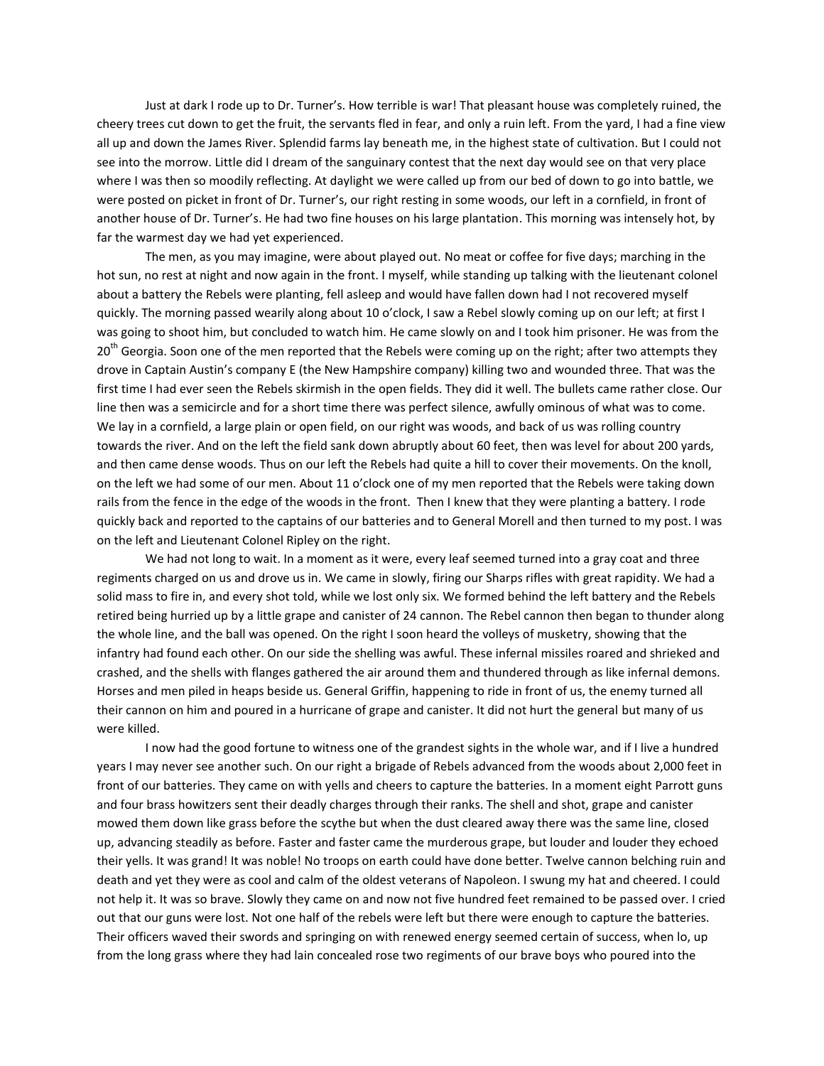Just at dark I rode up to Dr. Turner's. How terrible is war! That pleasant house was completely ruined, the cheery trees cut down to get the fruit, the servants fled in fear, and only a ruin left. From the yard, I had a fine view all up and down the James River. Splendid farms lay beneath me, in the highest state of cultivation. But I could not see into the morrow. Little did I dream of the sanguinary contest that the next day would see on that very place where I was then so moodily reflecting. At daylight we were called up from our bed of down to go into battle, we were posted on picket in front of Dr. Turner's, our right resting in some woods, our left in a cornfield, in front of another house of Dr. Turner's. He had two fine houses on his large plantation. This morning was intensely hot, by far the warmest day we had yet experienced.

The men, as you may imagine, were about played out. No meat or coffee for five days; marching in the hot sun, no rest at night and now again in the front. I myself, while standing up talking with the lieutenant colonel about a battery the Rebels were planting, fell asleep and would have fallen down had I not recovered myself quickly. The morning passed wearily along about 10 o'clock, I saw a Rebel slowly coming up on our left; at first I was going to shoot him, but concluded to watch him. He came slowly on and I took him prisoner. He was from the 20th Georgia. Soon one of the men reported that the Rebels were coming up on the right; after two attempts they drove in Captain Austin's company E (the New Hampshire company) killing two and wounded three. That was the first time I had ever seen the Rebels skirmish in the open fields. They did it well. The bullets came rather close. Our line then was a semicircle and for a short time there was perfect silence, awfully ominous of what was to come. We lay in a cornfield, a large plain or open field, on our right was woods, and back of us was rolling country towards the river. And on the left the field sank down abruptly about 60 feet, then was level for about 200 yards, and then came dense woods. Thus on our left the Rebels had quite a hill to cover their movements. On the knoll, on the left we had some of our men. About 11 o'clock one of my men reported that the Rebels were taking down rails from the fence in the edge of the woods in the front. Then I knew that they were planting a battery. I rode quickly back and reported to the captains of our batteries and to General Morell and then turned to my post. I was on the left and Lieutenant Colonel Ripley on the right.

We had not long to wait. In a moment as it were, every leaf seemed turned into a gray coat and three regiments charged on us and drove us in. We came in slowly, firing our Sharps rifles with great rapidity. We had a solid mass to fire in, and every shot told, while we lost only six. We formed behind the left battery and the Rebels retired being hurried up by a little grape and canister of 24 cannon. The Rebel cannon then began to thunder along the whole line, and the ball was opened. On the right I soon heard the volleys of musketry, showing that the infantry had found each other. On our side the shelling was awful. These infernal missiles roared and shrieked and crashed, and the shells with flanges gathered the air around them and thundered through as like infernal demons. Horses and men piled in heaps beside us. General Griffin, happening to ride in front of us, the enemy turned all their cannon on him and poured in a hurricane of grape and canister. It did not hurt the general but many of us were killed.

I now had the good fortune to witness one of the grandest sights in the whole war, and if I live a hundred years I may never see another such. On our right a brigade of Rebels advanced from the woods about 2,000 feet in front of our batteries. They came on with yells and cheers to capture the batteries. In a moment eight Parrott guns and four brass howitzers sent their deadly charges through their ranks. The shell and shot, grape and canister mowed them down like grass before the scythe but when the dust cleared away there was the same line, closed up, advancing steadily as before. Faster and faster came the murderous grape, but louder and louder they echoed their yells. It was grand! It was noble! No troops on earth could have done better. Twelve cannon belching ruin and death and yet they were as cool and calm of the oldest veterans of Napoleon. I swung my hat and cheered. I could not help it. It was so brave. Slowly they came on and now not five hundred feet remained to be passed over. I cried out that our guns were lost. Not one half of the rebels were left but there were enough to capture the batteries. Their officers waved their swords and springing on with renewed energy seemed certain of success, when lo, up from the long grass where they had lain concealed rose two regiments of our brave boys who poured into the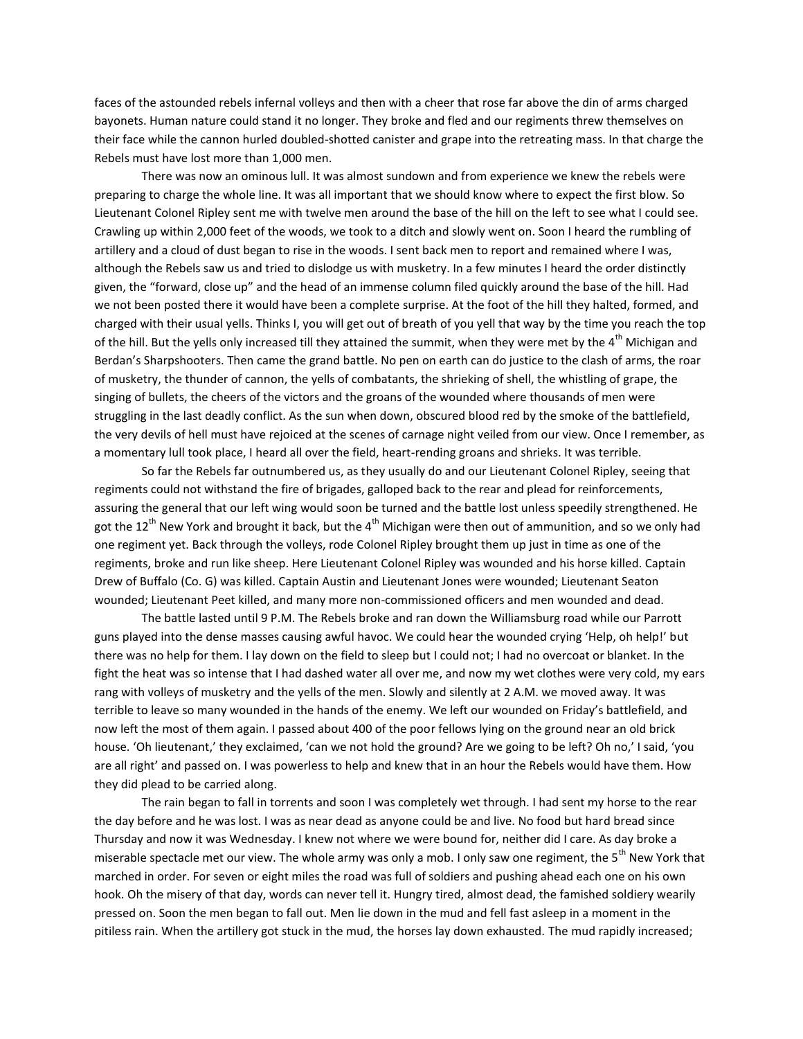faces of the astounded rebels infernal volleys and then with a cheer that rose far above the din of arms charged bayonets. Human nature could stand it no longer. They broke and fled and our regiments threw themselves on their face while the cannon hurled doubled-shotted canister and grape into the retreating mass. In that charge the Rebels must have lost more than 1,000 men.

There was now an ominous lull. It was almost sundown and from experience we knew the rebels were preparing to charge the whole line. It was all important that we should know where to expect the first blow. So Lieutenant Colonel Ripley sent me with twelve men around the base of the hill on the left to see what I could see. Crawling up within 2,000 feet of the woods, we took to a ditch and slowly went on. Soon I heard the rumbling of artillery and a cloud of dust began to rise in the woods. I sent back men to report and remained where I was, although the Rebels saw us and tried to dislodge us with musketry. In a few minutes I heard the order distinctly given, the "forward, close up" and the head of an immense column filed quickly around the base of the hill. Had we not been posted there it would have been a complete surprise. At the foot of the hill they halted, formed, and charged with their usual yells. Thinks I, you will get out of breath of you yell that way by the time you reach the top of the hill. But the yells only increased till they attained the summit, when they were met by the 4th Michigan and Berdan's Sharpshooters. Then came the grand battle. No pen on earth can do justice to the clash of arms, the roar of musketry, the thunder of cannon, the yells of combatants, the shrieking of shell, the whistling of grape, the singing of bullets, the cheers of the victors and the groans of the wounded where thousands of men were struggling in the last deadly conflict. As the sun when down, obscured blood red by the smoke of the battlefield, the very devils of hell must have rejoiced at the scenes of carnage night veiled from our view. Once I remember, as a momentary lull took place, I heard all over the field, heart-rending groans and shrieks. It was terrible.

So far the Rebels far outnumbered us, as they usually do and our Lieutenant Colonel Ripley, seeing that regiments could not withstand the fire of brigades, galloped back to the rear and plead for reinforcements, assuring the general that our left wing would soon be turned and the battle lost unless speedily strengthened. He got the 12th New York and brought it back, but the 4th Michigan were then out of ammunition, and so we only had one regiment yet. Back through the volleys, rode Colonel Ripley brought them up just in time as one of the regiments, broke and run like sheep. Here Lieutenant Colonel Ripley was wounded and his horse killed. Captain Drew of Buffalo (Co. G) was killed. Captain Austin and Lieutenant Jones were wounded; Lieutenant Seaton wounded; Lieutenant Peet killed, and many more non-commissioned officers and men wounded and dead.

The battle lasted until 9 P.M. The Rebels broke and ran down the Williamsburg road while our Parrott guns played into the dense masses causing awful havoc. We could hear the wounded crying 'Help, oh help!' but there was no help for them. I lay down on the field to sleep but I could not; I had no overcoat or blanket. In the fight the heat was so intense that I had dashed water all over me, and now my wet clothes were very cold, my ears rang with volleys of musketry and the yells of the men. Slowly and silently at 2 A.M. we moved away. It was terrible to leave so many wounded in the hands of the enemy. We left our wounded on Friday's battlefield, and now left the most of them again. I passed about 400 of the poor fellows lying on the ground near an old brick house. 'Oh lieutenant,' they exclaimed, 'can we not hold the ground? Are we going to be left? Oh no,' I said, 'you are all right' and passed on. I was powerless to help and knew that in an hour the Rebels would have them. How they did plead to be carried along.

The rain began to fall in torrents and soon I was completely wet through. I had sent my horse to the rear the day before and he was lost. I was as near dead as anyone could be and live. No food but hard bread since Thursday and now it was Wednesday. I knew not where we were bound for, neither did I care. As day broke a miserable spectacle met our view. The whole army was only a mob. I only saw one regiment, the 5th New York that marched in order. For seven or eight miles the road was full of soldiers and pushing ahead each one on his own hook. Oh the misery of that day, words can never tell it. Hungry tired, almost dead, the famished soldiery wearily pressed on. Soon the men began to fall out. Men lie down in the mud and fell fast asleep in a moment in the pitiless rain. When the artillery got stuck in the mud, the horses lay down exhausted. The mud rapidly increased;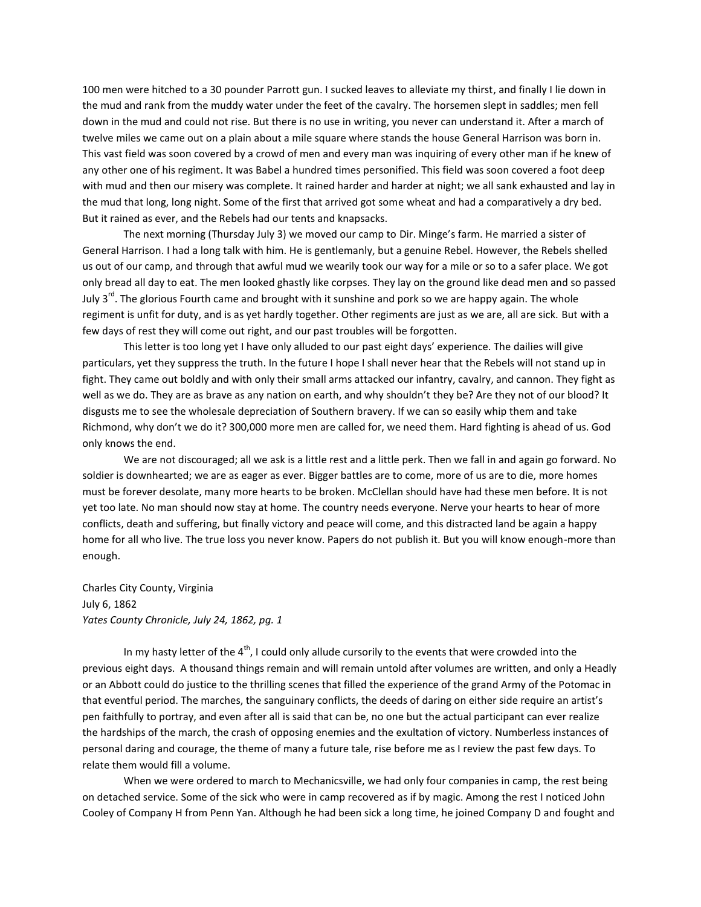100 men were hitched to a 30 pounder Parrott gun. I sucked leaves to alleviate my thirst, and finally I lie down in the mud and rank from the muddy water under the feet of the cavalry. The horsemen slept in saddles; men fell down in the mud and could not rise. But there is no use in writing, you never can understand it. After a march of twelve miles we came out on a plain about a mile square where stands the house General Harrison was born in. This vast field was soon covered by a crowd of men and every man was inquiring of every other man if he knew of any other one of his regiment. It was Babel a hundred times personified. This field was soon covered a foot deep with mud and then our misery was complete. It rained harder and harder at night; we all sank exhausted and lay in the mud that long, long night. Some of the first that arrived got some wheat and had a comparatively a dry bed. But it rained as ever, and the Rebels had our tents and knapsacks.

The next morning (Thursday July 3) we moved our camp to Dir. Minge's farm. He married a sister of General Harrison. I had a long talk with him. He is gentlemanly, but a genuine Rebel. However, the Rebels shelled us out of our camp, and through that awful mud we wearily took our way for a mile or so to a safer place. We got only bread all day to eat. The men looked ghastly like corpses. They lay on the ground like dead men and so passed July 3rd. The glorious Fourth came and brought with it sunshine and pork so we are happy again. The whole regiment is unfit for duty, and is as yet hardly together. Other regiments are just as we are, all are sick. But with a few days of rest they will come out right, and our past troubles will be forgotten.

This letter is too long yet I have only alluded to our past eight days' experience. The dailies will give particulars, yet they suppress the truth. In the future I hope I shall never hear that the Rebels will not stand up in fight. They came out boldly and with only their small arms attacked our infantry, cavalry, and cannon. They fight as well as we do. They are as brave as any nation on earth, and why shouldn't they be? Are they not of our blood? It disgusts me to see the wholesale depreciation of Southern bravery. If we can so easily whip them and take Richmond, why don't we do it? 300,000 more men are called for, we need them. Hard fighting is ahead of us. God only knows the end.

We are not discouraged; all we ask is a little rest and a little perk. Then we fall in and again go forward. No soldier is downhearted; we are as eager as ever. Bigger battles are to come, more of us are to die, more homes must be forever desolate, many more hearts to be broken. McClellan should have had these men before. It is not yet too late. No man should now stay at home. The country needs everyone. Nerve your hearts to hear of more conflicts, death and suffering, but finally victory and peace will come, and this distracted land be again a happy home for all who live. The true loss you never know. Papers do not publish it. But you will know enough-more than enough.

Charles City County, Virginia
July 6, 1862
*Yates County Chronicle, July 24, 1862, pg. 1*

In my hasty letter of the 4th, I could only allude cursorily to the events that were crowded into the previous eight days. A thousand things remain and will remain untold after volumes are written, and only a Headly or an Abbott could do justice to the thrilling scenes that filled the experience of the grand Army of the Potomac in that eventful period. The marches, the sanguinary conflicts, the deeds of daring on either side require an artist's pen faithfully to portray, and even after all is said that can be, no one but the actual participant can ever realize the hardships of the march, the crash of opposing enemies and the exultation of victory. Numberless instances of personal daring and courage, the theme of many a future tale, rise before me as I review the past few days. To relate them would fill a volume.

When we were ordered to march to Mechanicsville, we had only four companies in camp, the rest being on detached service. Some of the sick who were in camp recovered as if by magic. Among the rest I noticed John Cooley of Company H from Penn Yan. Although he had been sick a long time, he joined Company D and fought and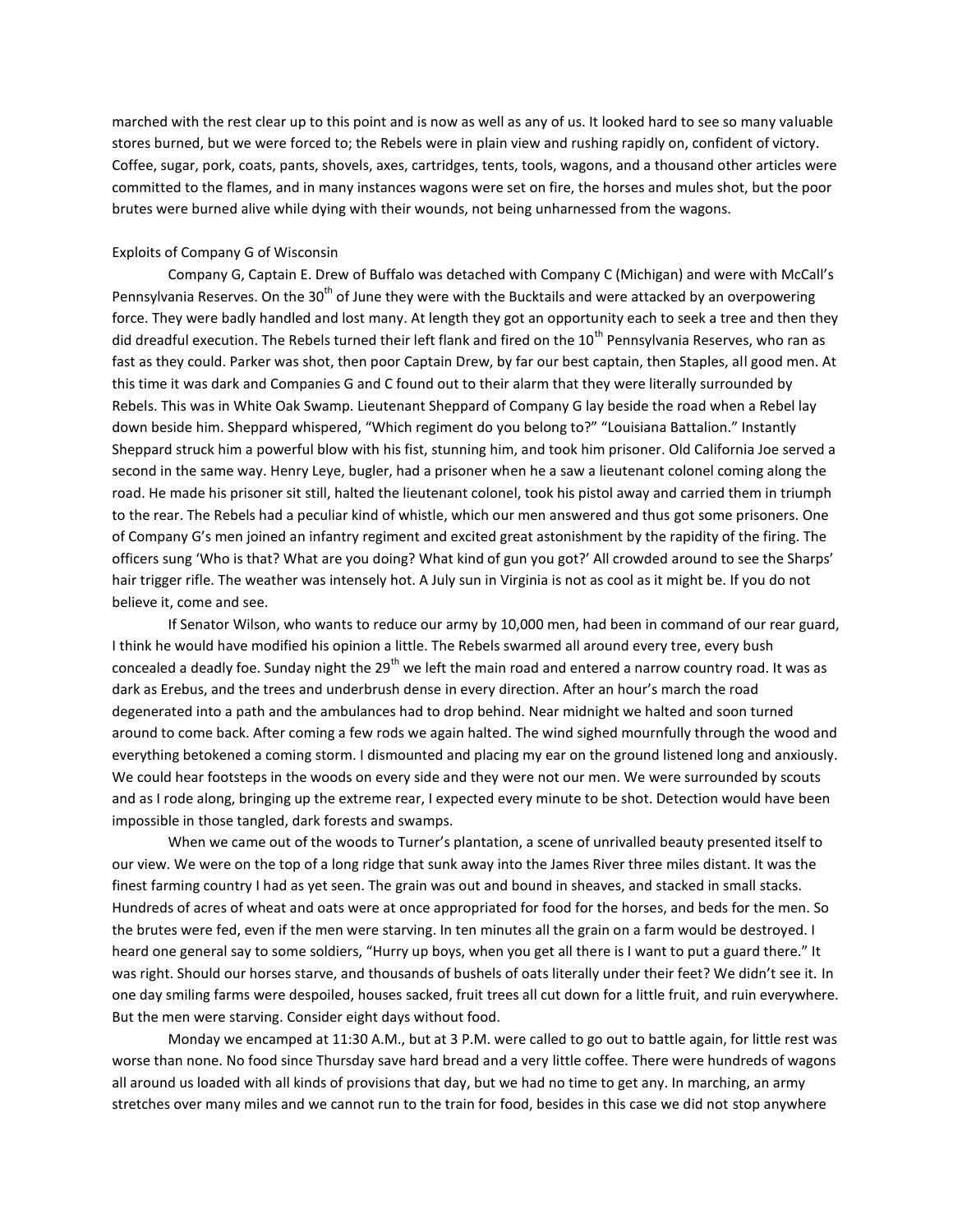marched with the rest clear up to this point and is now as well as any of us. It looked hard to see so many valuable stores burned, but we were forced to; the Rebels were in plain view and rushing rapidly on, confident of victory. Coffee, sugar, pork, coats, pants, shovels, axes, cartridges, tents, tools, wagons, and a thousand other articles were committed to the flames, and in many instances wagons were set on fire, the horses and mules shot, but the poor brutes were burned alive while dying with their wounds, not being unharnessed from the wagons.

Exploits of Company G of Wisconsin

Company G, Captain E. Drew of Buffalo was detached with Company C (Michigan) and were with McCall's Pennsylvania Reserves. On the 30th of June they were with the Bucktails and were attacked by an overpowering force. They were badly handled and lost many. At length they got an opportunity each to seek a tree and then they did dreadful execution. The Rebels turned their left flank and fired on the 10th Pennsylvania Reserves, who ran as fast as they could. Parker was shot, then poor Captain Drew, by far our best captain, then Staples, all good men. At this time it was dark and Companies G and C found out to their alarm that they were literally surrounded by Rebels. This was in White Oak Swamp. Lieutenant Sheppard of Company G lay beside the road when a Rebel lay down beside him. Sheppard whispered, "Which regiment do you belong to?" "Louisiana Battalion." Instantly Sheppard struck him a powerful blow with his fist, stunning him, and took him prisoner. Old California Joe served a second in the same way. Henry Leye, bugler, had a prisoner when he a saw a lieutenant colonel coming along the road. He made his prisoner sit still, halted the lieutenant colonel, took his pistol away and carried them in triumph to the rear. The Rebels had a peculiar kind of whistle, which our men answered and thus got some prisoners. One of Company G's men joined an infantry regiment and excited great astonishment by the rapidity of the firing. The officers sung 'Who is that? What are you doing? What kind of gun you got?' All crowded around to see the Sharps' hair trigger rifle. The weather was intensely hot. A July sun in Virginia is not as cool as it might be. If you do not believe it, come and see.

If Senator Wilson, who wants to reduce our army by 10,000 men, had been in command of our rear guard, I think he would have modified his opinion a little. The Rebels swarmed all around every tree, every bush concealed a deadly foe. Sunday night the 29th we left the main road and entered a narrow country road. It was as dark as Erebus, and the trees and underbrush dense in every direction. After an hour's march the road degenerated into a path and the ambulances had to drop behind. Near midnight we halted and soon turned around to come back. After coming a few rods we again halted. The wind sighed mournfully through the wood and everything betokened a coming storm. I dismounted and placing my ear on the ground listened long and anxiously. We could hear footsteps in the woods on every side and they were not our men. We were surrounded by scouts and as I rode along, bringing up the extreme rear, I expected every minute to be shot. Detection would have been impossible in those tangled, dark forests and swamps.

When we came out of the woods to Turner's plantation, a scene of unrivalled beauty presented itself to our view. We were on the top of a long ridge that sunk away into the James River three miles distant. It was the finest farming country I had as yet seen. The grain was out and bound in sheaves, and stacked in small stacks. Hundreds of acres of wheat and oats were at once appropriated for food for the horses, and beds for the men. So the brutes were fed, even if the men were starving. In ten minutes all the grain on a farm would be destroyed. I heard one general say to some soldiers, "Hurry up boys, when you get all there is I want to put a guard there." It was right. Should our horses starve, and thousands of bushels of oats literally under their feet? We didn't see it. In one day smiling farms were despoiled, houses sacked, fruit trees all cut down for a little fruit, and ruin everywhere. But the men were starving. Consider eight days without food.

Monday we encamped at 11:30 A.M., but at 3 P.M. were called to go out to battle again, for little rest was worse than none. No food since Thursday save hard bread and a very little coffee. There were hundreds of wagons all around us loaded with all kinds of provisions that day, but we had no time to get any. In marching, an army stretches over many miles and we cannot run to the train for food, besides in this case we did not stop anywhere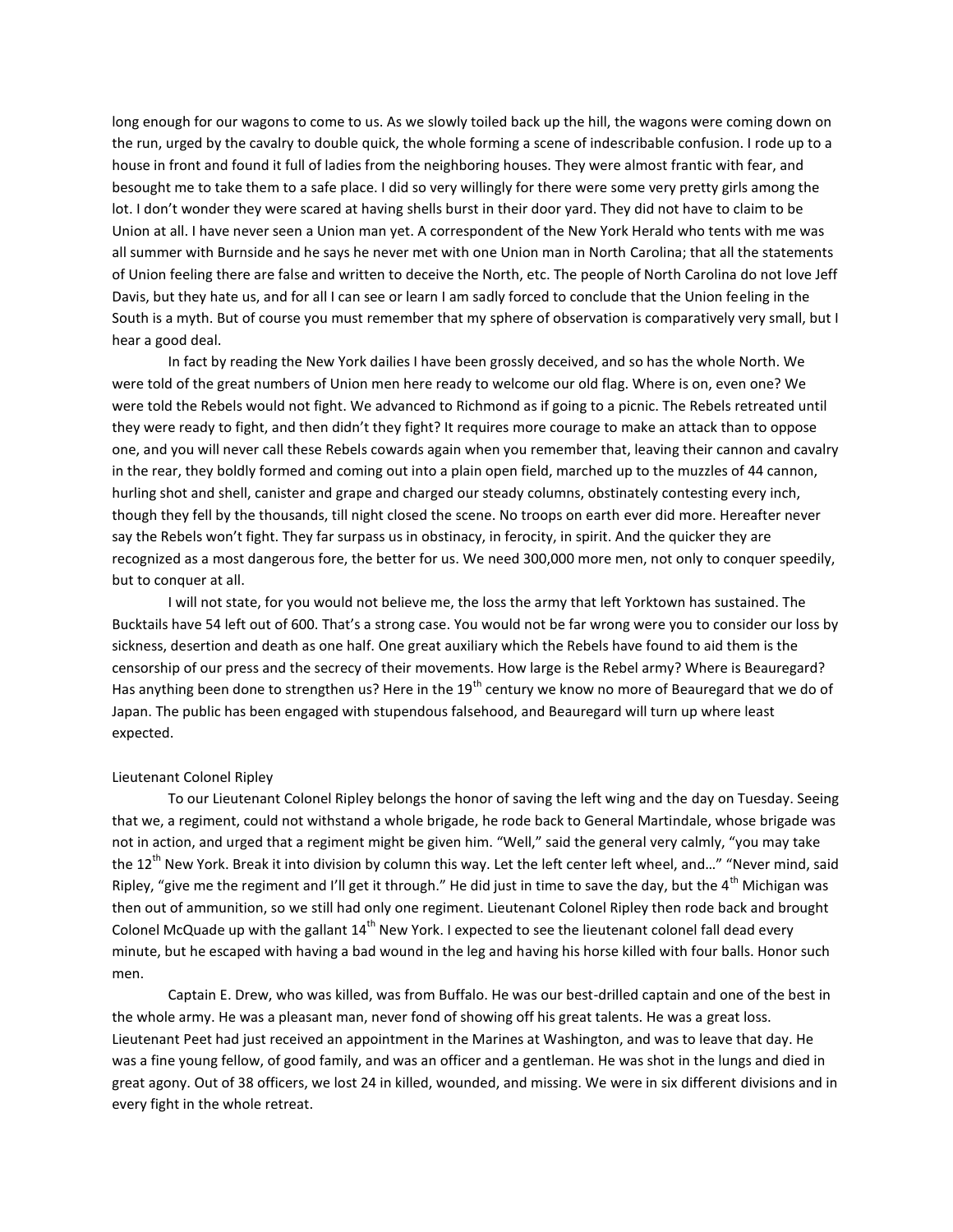long enough for our wagons to come to us. As we slowly toiled back up the hill, the wagons were coming down on the run, urged by the cavalry to double quick, the whole forming a scene of indescribable confusion. I rode up to a house in front and found it full of ladies from the neighboring houses. They were almost frantic with fear, and besought me to take them to a safe place. I did so very willingly for there were some very pretty girls among the lot. I don't wonder they were scared at having shells burst in their door yard. They did not have to claim to be Union at all. I have never seen a Union man yet. A correspondent of the New York Herald who tents with me was all summer with Burnside and he says he never met with one Union man in North Carolina; that all the statements of Union feeling there are false and written to deceive the North, etc. The people of North Carolina do not love Jeff Davis, but they hate us, and for all I can see or learn I am sadly forced to conclude that the Union feeling in the South is a myth. But of course you must remember that my sphere of observation is comparatively very small, but I hear a good deal.

In fact by reading the New York dailies I have been grossly deceived, and so has the whole North. We were told of the great numbers of Union men here ready to welcome our old flag. Where is on, even one? We were told the Rebels would not fight. We advanced to Richmond as if going to a picnic. The Rebels retreated until they were ready to fight, and then didn't they fight? It requires more courage to make an attack than to oppose one, and you will never call these Rebels cowards again when you remember that, leaving their cannon and cavalry in the rear, they boldly formed and coming out into a plain open field, marched up to the muzzles of 44 cannon, hurling shot and shell, canister and grape and charged our steady columns, obstinately contesting every inch, though they fell by the thousands, till night closed the scene. No troops on earth ever did more. Hereafter never say the Rebels won't fight. They far surpass us in obstinacy, in ferocity, in spirit. And the quicker they are recognized as a most dangerous fore, the better for us. We need 300,000 more men, not only to conquer speedily, but to conquer at all.

I will not state, for you would not believe me, the loss the army that left Yorktown has sustained. The Bucktails have 54 left out of 600. That's a strong case. You would not be far wrong were you to consider our loss by sickness, desertion and death as one half. One great auxiliary which the Rebels have found to aid them is the censorship of our press and the secrecy of their movements. How large is the Rebel army? Where is Beauregard? Has anything been done to strengthen us? Here in the 19th century we know no more of Beauregard that we do of Japan. The public has been engaged with stupendous falsehood, and Beauregard will turn up where least expected.

Lieutenant Colonel Ripley

To our Lieutenant Colonel Ripley belongs the honor of saving the left wing and the day on Tuesday. Seeing that we, a regiment, could not withstand a whole brigade, he rode back to General Martindale, whose brigade was not in action, and urged that a regiment might be given him. "Well," said the general very calmly, "you may take the 12th New York. Break it into division by column this way. Let the left center left wheel, and…" "Never mind, said Ripley, "give me the regiment and I'll get it through." He did just in time to save the day, but the 4th Michigan was then out of ammunition, so we still had only one regiment. Lieutenant Colonel Ripley then rode back and brought Colonel McQuade up with the gallant 14th New York. I expected to see the lieutenant colonel fall dead every minute, but he escaped with having a bad wound in the leg and having his horse killed with four balls. Honor such men.

Captain E. Drew, who was killed, was from Buffalo. He was our best-drilled captain and one of the best in the whole army. He was a pleasant man, never fond of showing off his great talents. He was a great loss. Lieutenant Peet had just received an appointment in the Marines at Washington, and was to leave that day. He was a fine young fellow, of good family, and was an officer and a gentleman. He was shot in the lungs and died in great agony. Out of 38 officers, we lost 24 in killed, wounded, and missing. We were in six different divisions and in every fight in the whole retreat.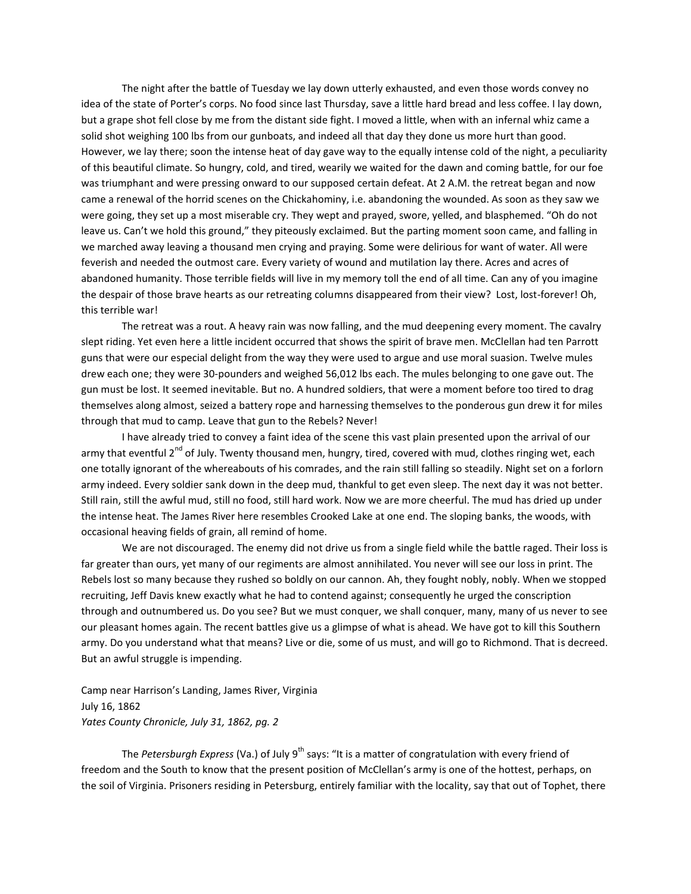The night after the battle of Tuesday we lay down utterly exhausted, and even those words convey no idea of the state of Porter's corps. No food since last Thursday, save a little hard bread and less coffee. I lay down, but a grape shot fell close by me from the distant side fight. I moved a little, when with an infernal whiz came a solid shot weighing 100 lbs from our gunboats, and indeed all that day they done us more hurt than good. However, we lay there; soon the intense heat of day gave way to the equally intense cold of the night, a peculiarity of this beautiful climate. So hungry, cold, and tired, wearily we waited for the dawn and coming battle, for our foe was triumphant and were pressing onward to our supposed certain defeat. At 2 A.M. the retreat began and now came a renewal of the horrid scenes on the Chickahominy, i.e. abandoning the wounded. As soon as they saw we were going, they set up a most miserable cry. They wept and prayed, swore, yelled, and blasphemed. "Oh do not leave us. Can't we hold this ground," they piteously exclaimed. But the parting moment soon came, and falling in we marched away leaving a thousand men crying and praying. Some were delirious for want of water. All were feverish and needed the outmost care. Every variety of wound and mutilation lay there. Acres and acres of abandoned humanity. Those terrible fields will live in my memory toll the end of all time. Can any of you imagine the despair of those brave hearts as our retreating columns disappeared from their view? Lost, lost-forever! Oh, this terrible war!

The retreat was a rout. A heavy rain was now falling, and the mud deepening every moment. The cavalry slept riding. Yet even here a little incident occurred that shows the spirit of brave men. McClellan had ten Parrott guns that were our especial delight from the way they were used to argue and use moral suasion. Twelve mules drew each one; they were 30-pounders and weighed 56,012 lbs each. The mules belonging to one gave out. The gun must be lost. It seemed inevitable. But no. A hundred soldiers, that were a moment before too tired to drag themselves along almost, seized a battery rope and harnessing themselves to the ponderous gun drew it for miles through that mud to camp. Leave that gun to the Rebels? Never!

I have already tried to convey a faint idea of the scene this vast plain presented upon the arrival of our army that eventful 2nd of July. Twenty thousand men, hungry, tired, covered with mud, clothes ringing wet, each one totally ignorant of the whereabouts of his comrades, and the rain still falling so steadily. Night set on a forlorn army indeed. Every soldier sank down in the deep mud, thankful to get even sleep. The next day it was not better. Still rain, still the awful mud, still no food, still hard work. Now we are more cheerful. The mud has dried up under the intense heat. The James River here resembles Crooked Lake at one end. The sloping banks, the woods, with occasional heaving fields of grain, all remind of home.

We are not discouraged. The enemy did not drive us from a single field while the battle raged. Their loss is far greater than ours, yet many of our regiments are almost annihilated. You never will see our loss in print. The Rebels lost so many because they rushed so boldly on our cannon. Ah, they fought nobly, nobly. When we stopped recruiting, Jeff Davis knew exactly what he had to contend against; consequently he urged the conscription through and outnumbered us. Do you see? But we must conquer, we shall conquer, many, many of us never to see our pleasant homes again. The recent battles give us a glimpse of what is ahead. We have got to kill this Southern army. Do you understand what that means? Live or die, some of us must, and will go to Richmond. That is decreed. But an awful struggle is impending.

Camp near Harrison's Landing, James River, Virginia
July 16, 1862
*Yates County Chronicle, July 31, 1862, pg. 2*

The *Petersburgh Express* (Va.) of July 9th says: "It is a matter of congratulation with every friend of freedom and the South to know that the present position of McClellan's army is one of the hottest, perhaps, on the soil of Virginia. Prisoners residing in Petersburg, entirely familiar with the locality, say that out of Tophet, there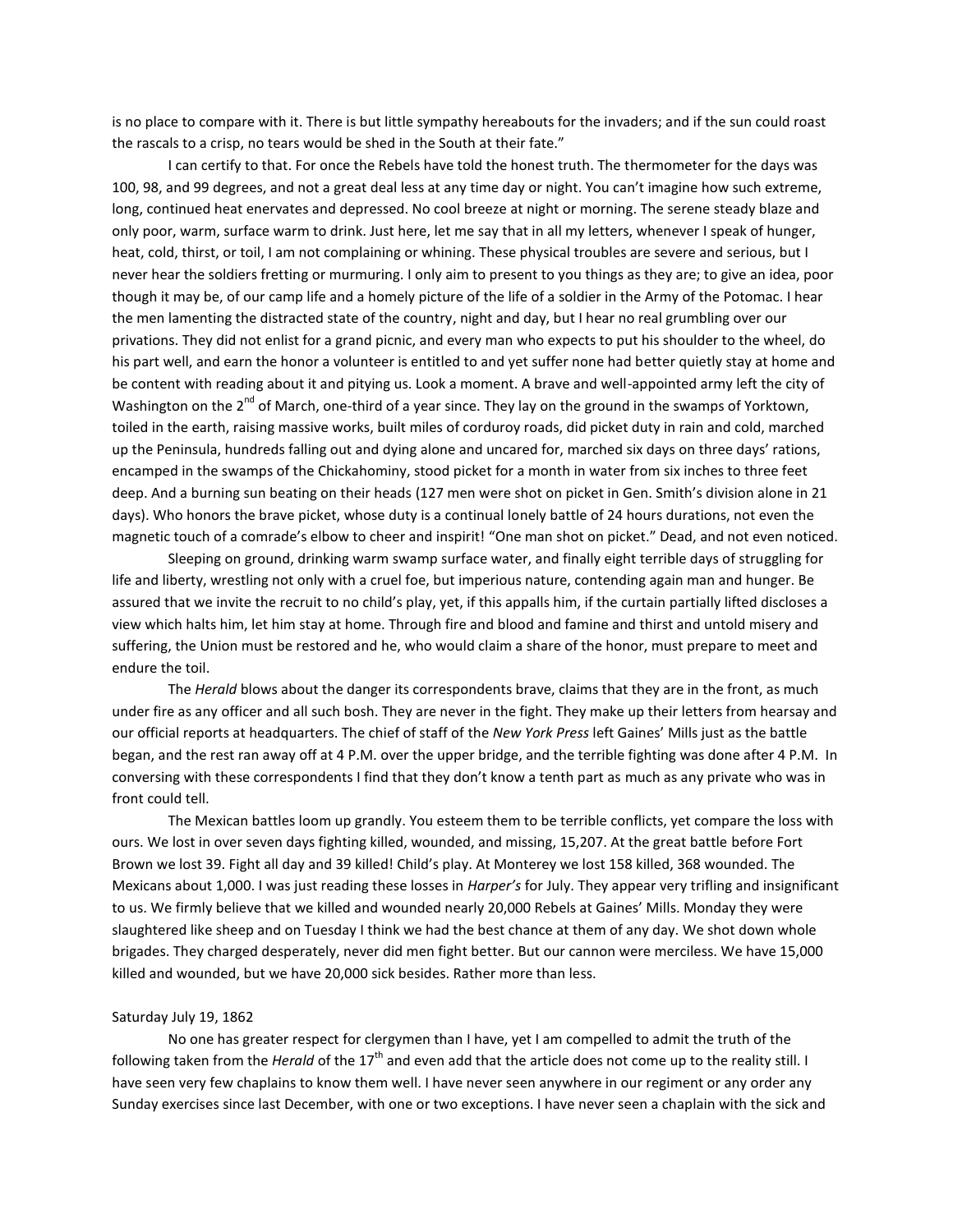is no place to compare with it. There is but little sympathy hereabouts for the invaders; and if the sun could roast the rascals to a crisp, no tears would be shed in the South at their fate."

I can certify to that. For once the Rebels have told the honest truth. The thermometer for the days was 100, 98, and 99 degrees, and not a great deal less at any time day or night. You can't imagine how such extreme, long, continued heat enervates and depressed. No cool breeze at night or morning. The serene steady blaze and only poor, warm, surface warm to drink. Just here, let me say that in all my letters, whenever I speak of hunger, heat, cold, thirst, or toil, I am not complaining or whining. These physical troubles are severe and serious, but I never hear the soldiers fretting or murmuring. I only aim to present to you things as they are; to give an idea, poor though it may be, of our camp life and a homely picture of the life of a soldier in the Army of the Potomac. I hear the men lamenting the distracted state of the country, night and day, but I hear no real grumbling over our privations. They did not enlist for a grand picnic, and every man who expects to put his shoulder to the wheel, do his part well, and earn the honor a volunteer is entitled to and yet suffer none had better quietly stay at home and be content with reading about it and pitying us. Look a moment. A brave and well-appointed army left the city of Washington on the 2nd of March, one-third of a year since. They lay on the ground in the swamps of Yorktown, toiled in the earth, raising massive works, built miles of corduroy roads, did picket duty in rain and cold, marched up the Peninsula, hundreds falling out and dying alone and uncared for, marched six days on three days' rations, encamped in the swamps of the Chickahominy, stood picket for a month in water from six inches to three feet deep. And a burning sun beating on their heads (127 men were shot on picket in Gen. Smith's division alone in 21 days). Who honors the brave picket, whose duty is a continual lonely battle of 24 hours durations, not even the magnetic touch of a comrade's elbow to cheer and inspirit! "One man shot on picket." Dead, and not even noticed.

Sleeping on ground, drinking warm swamp surface water, and finally eight terrible days of struggling for life and liberty, wrestling not only with a cruel foe, but imperious nature, contending again man and hunger. Be assured that we invite the recruit to no child's play, yet, if this appalls him, if the curtain partially lifted discloses a view which halts him, let him stay at home. Through fire and blood and famine and thirst and untold misery and suffering, the Union must be restored and he, who would claim a share of the honor, must prepare to meet and endure the toil.

The *Herald* blows about the danger its correspondents brave, claims that they are in the front, as much under fire as any officer and all such bosh. They are never in the fight. They make up their letters from hearsay and our official reports at headquarters. The chief of staff of the *New York Press* left Gaines' Mills just as the battle began, and the rest ran away off at 4 P.M. over the upper bridge, and the terrible fighting was done after 4 P.M. In conversing with these correspondents I find that they don't know a tenth part as much as any private who was in front could tell.

The Mexican battles loom up grandly. You esteem them to be terrible conflicts, yet compare the loss with ours. We lost in over seven days fighting killed, wounded, and missing, 15,207. At the great battle before Fort Brown we lost 39. Fight all day and 39 killed! Child's play. At Monterey we lost 158 killed, 368 wounded. The Mexicans about 1,000. I was just reading these losses in *Harper's* for July. They appear very trifling and insignificant to us. We firmly believe that we killed and wounded nearly 20,000 Rebels at Gaines' Mills. Monday they were slaughtered like sheep and on Tuesday I think we had the best chance at them of any day. We shot down whole brigades. They charged desperately, never did men fight better. But our cannon were merciless. We have 15,000 killed and wounded, but we have 20,000 sick besides. Rather more than less.

Saturday July 19, 1862

No one has greater respect for clergymen than I have, yet I am compelled to admit the truth of the following taken from the *Herald* of the 17th and even add that the article does not come up to the reality still. I have seen very few chaplains to know them well. I have never seen anywhere in our regiment or any order any Sunday exercises since last December, with one or two exceptions. I have never seen a chaplain with the sick and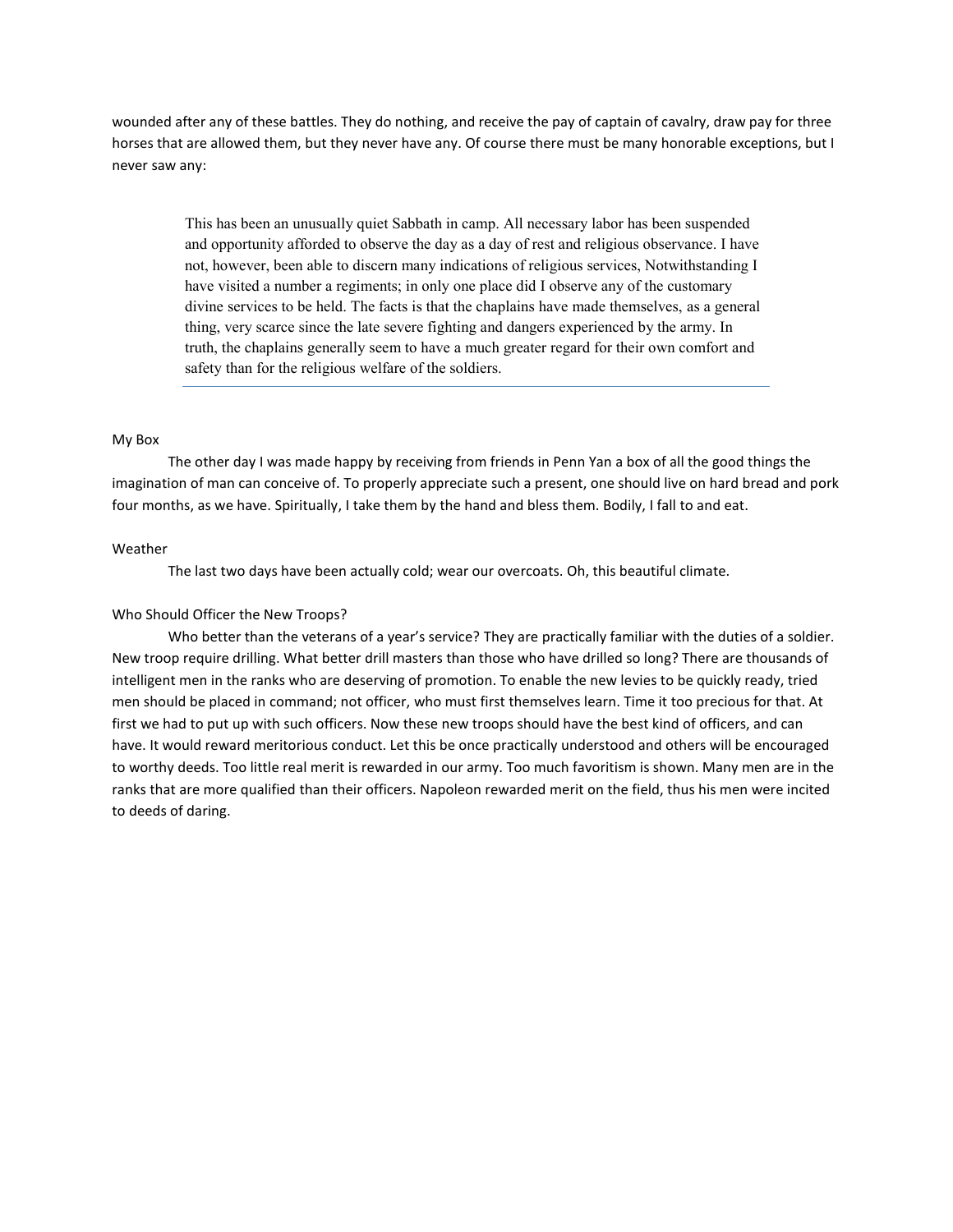wounded after any of these battles. They do nothing, and receive the pay of captain of cavalry, draw pay for three horses that are allowed them, but they never have any. Of course there must be many honorable exceptions, but I never saw any:

> This has been an unusually quiet Sabbath in camp. All necessary labor has been suspended and opportunity afforded to observe the day as a day of rest and religious observance. I have not, however, been able to discern many indications of religious services, Notwithstanding I have visited a number a regiments; in only one place did I observe any of the customary divine services to be held. The facts is that the chaplains have made themselves, as a general thing, very scarce since the late severe fighting and dangers experienced by the army. In truth, the chaplains generally seem to have a much greater regard for their own comfort and safety than for the religious welfare of the soldiers.

My Box

The other day I was made happy by receiving from friends in Penn Yan a box of all the good things the imagination of man can conceive of. To properly appreciate such a present, one should live on hard bread and pork four months, as we have. Spiritually, I take them by the hand and bless them. Bodily, I fall to and eat.

Weather

The last two days have been actually cold; wear our overcoats. Oh, this beautiful climate.

Who Should Officer the New Troops?

Who better than the veterans of a year's service? They are practically familiar with the duties of a soldier. New troop require drilling. What better drill masters than those who have drilled so long? There are thousands of intelligent men in the ranks who are deserving of promotion. To enable the new levies to be quickly ready, tried men should be placed in command; not officer, who must first themselves learn. Time it too precious for that. At first we had to put up with such officers. Now these new troops should have the best kind of officers, and can have. It would reward meritorious conduct. Let this be once practically understood and others will be encouraged to worthy deeds. Too little real merit is rewarded in our army. Too much favoritism is shown. Many men are in the ranks that are more qualified than their officers. Napoleon rewarded merit on the field, thus his men were incited to deeds of daring.